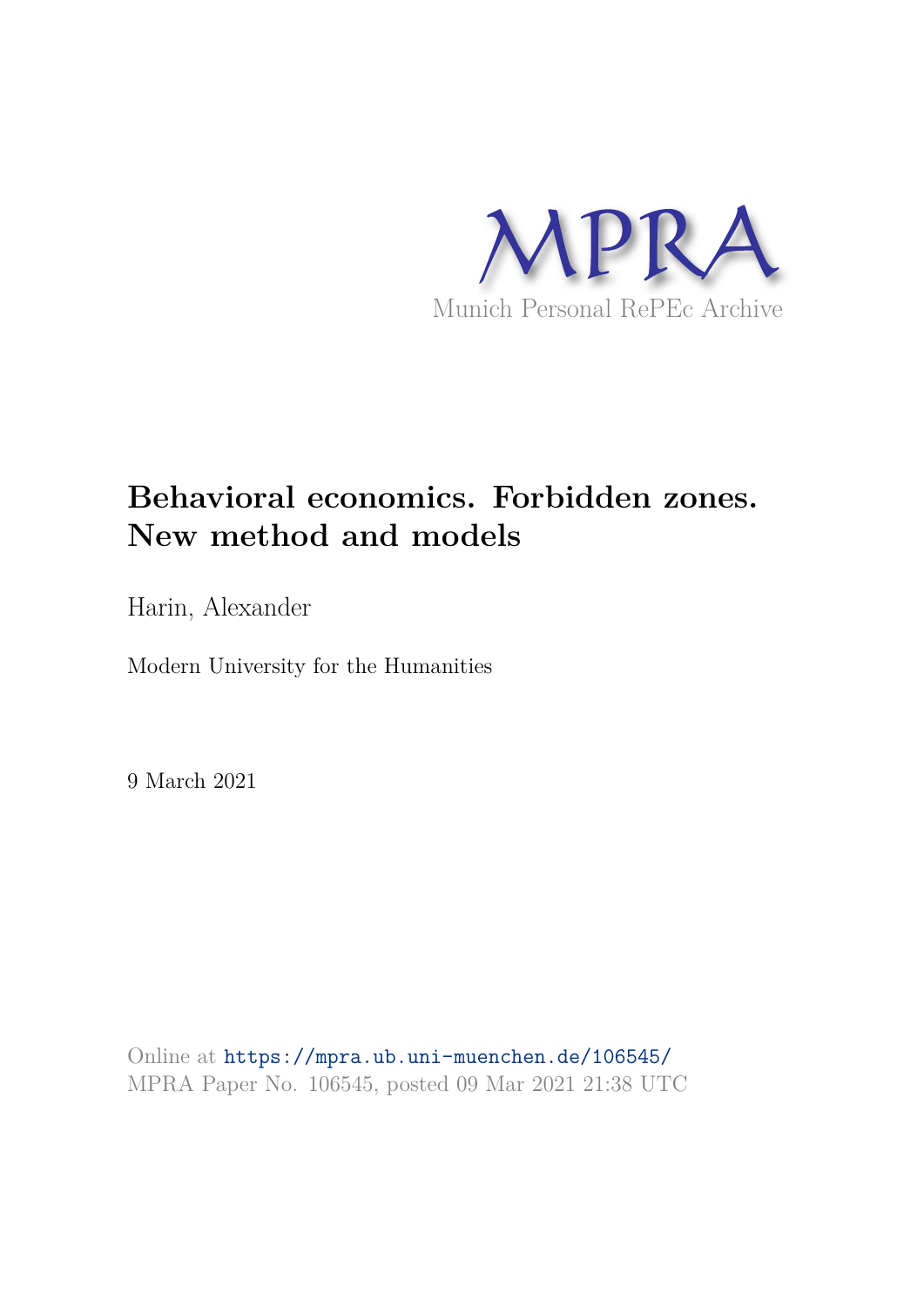MPRA

Munich Personal RePEc Archive

# Behavioral economics. Forbidden zones. New method and models

Harin, Alexander

Modern University for the Humanities

9 March 2021

Online at https://mpra.ub.uni-muenchen.de/106545/
MPRA Paper No. 106545, posted 09 Mar 2021 21:38 UTC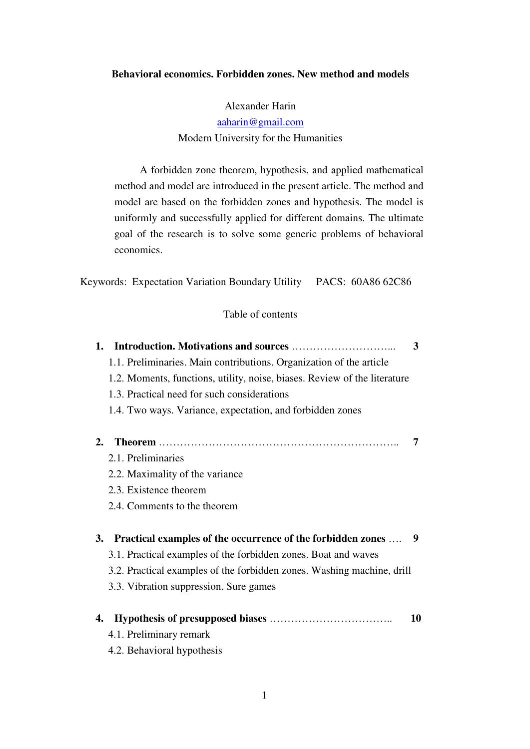**Behavioral economics. Forbidden zones. New method and models**

Alexander Harin

aaharin@gmail.com

Modern University for the Humanities

A forbidden zone theorem, hypothesis, and applied mathematical method and model are introduced in the present article. The method and model are based on the forbidden zones and hypothesis. The model is uniformly and successfully applied for different domains. The ultimate goal of the research is to solve some generic problems of behavioral economics.

Keywords: Expectation Variation Boundary Utility PACS: 60A86 62C86

Table of contents

1. **Introduction. Motivations and sources** ……………………….. **3**
   - 1.1. Preliminaries. Main contributions. Organization of the article
   - 1.2. Moments, functions, utility, noise, biases. Review of the literature
   - 1.3. Practical need for such considerations
   - 1.4. Two ways. Variance, expectation, and forbidden zones
2. **Theorem** ………………………………………………………….. **7**
   - 2.1. Preliminaries
   - 2.2. Maximality of the variance
   - 2.3. Existence theorem
   - 2.4. Comments to the theorem
3. **Practical examples of the occurrence of the forbidden zones** …. **9**
   - 3.1. Practical examples of the forbidden zones. Boat and waves
   - 3.2. Practical examples of the forbidden zones. Washing machine, drill
   - 3.3. Vibration suppression. Sure games
4. **Hypothesis of presupposed biases** …………………………….. **10**
   - 4.1. Preliminary remark
   - 4.2. Behavioral hypothesis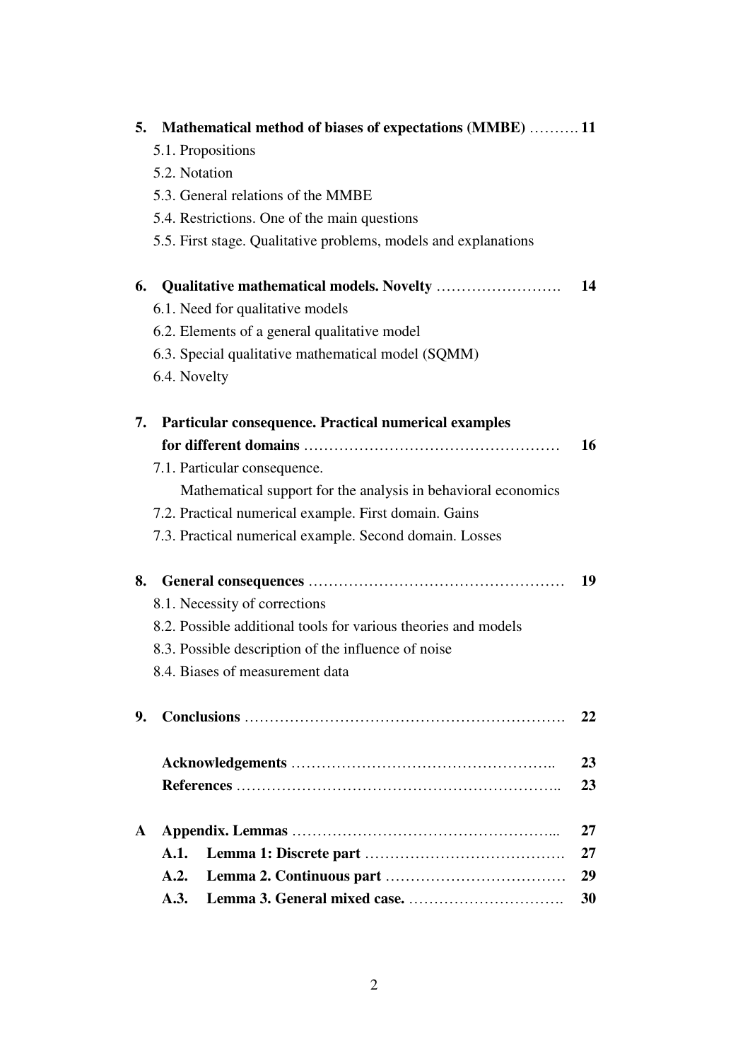**5. Mathematical method of biases of expectations (MMBE) ………. 11**

5.1. Propositions

5.2. Notation

5.3. General relations of the MMBE

5.4. Restrictions. One of the main questions

5.5. First stage. Qualitative problems, models and explanations

**6. Qualitative mathematical models. Novelty ……………………. 14**

6.1. Need for qualitative models

6.2. Elements of a general qualitative model

6.3. Special qualitative mathematical model (SQMM)

6.4. Novelty

**7. Particular consequence. Practical numerical examples for different domains …………………………………………… 16**

7.1. Particular consequence. Mathematical support for the analysis in behavioral economics

7.2. Practical numerical example. First domain. Gains

7.3. Practical numerical example. Second domain. Losses

**8. General consequences …………………………………………… 19**

8.1. Necessity of corrections

8.2. Possible additional tools for various theories and models

8.3. Possible description of the influence of noise

8.4. Biases of measurement data

**9. Conclusions ……………………………………………………. 22**

**Acknowledgements …………………………………………….. 23**

**References ……………………………………………………….. 23**

**A Appendix. Lemmas …………………………………………….... 27**

**A.1. Lemma 1: Discrete part ………………………………… 27**

**A.2. Lemma 2. Continuous part ……………………………… 29**

**A.3. Lemma 3. General mixed case. …………………………. 30**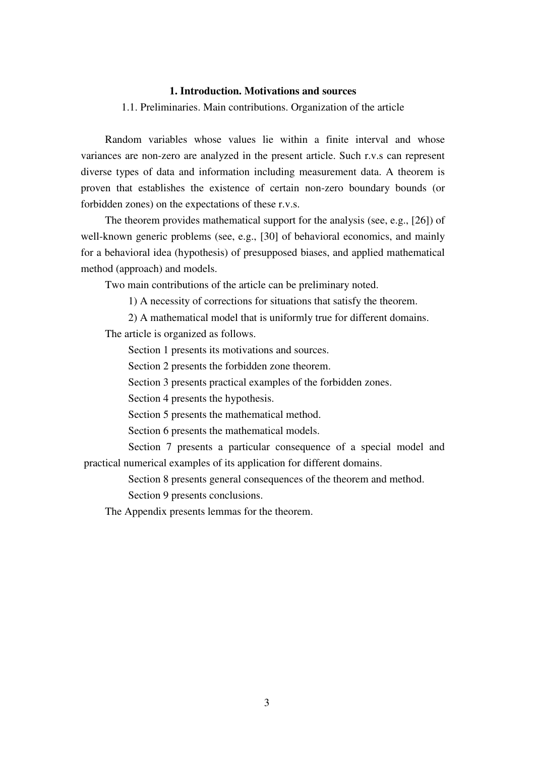# 1. Introduction. Motivations and sources

## 1.1. Preliminaries. Main contributions. Organization of the article

Random variables whose values lie within a finite interval and whose variances are non-zero are analyzed in the present article. Such r.v.s can represent diverse types of data and information including measurement data. A theorem is proven that establishes the existence of certain non-zero boundary bounds (or forbidden zones) on the expectations of these r.v.s.

The theorem provides mathematical support for the analysis (see, e.g., [26]) of well-known generic problems (see, e.g., [30] of behavioral economics, and mainly for a behavioral idea (hypothesis) of presupposed biases, and applied mathematical method (approach) and models.

Two main contributions of the article can be preliminary noted.

1) A necessity of corrections for situations that satisfy the theorem.

2) A mathematical model that is uniformly true for different domains.

The article is organized as follows.

Section 1 presents its motivations and sources.

Section 2 presents the forbidden zone theorem.

Section 3 presents practical examples of the forbidden zones.

Section 4 presents the hypothesis.

Section 5 presents the mathematical method.

Section 6 presents the mathematical models.

Section 7 presents a particular consequence of a special model and practical numerical examples of its application for different domains.

Section 8 presents general consequences of the theorem and method.

Section 9 presents conclusions.

The Appendix presents lemmas for the theorem.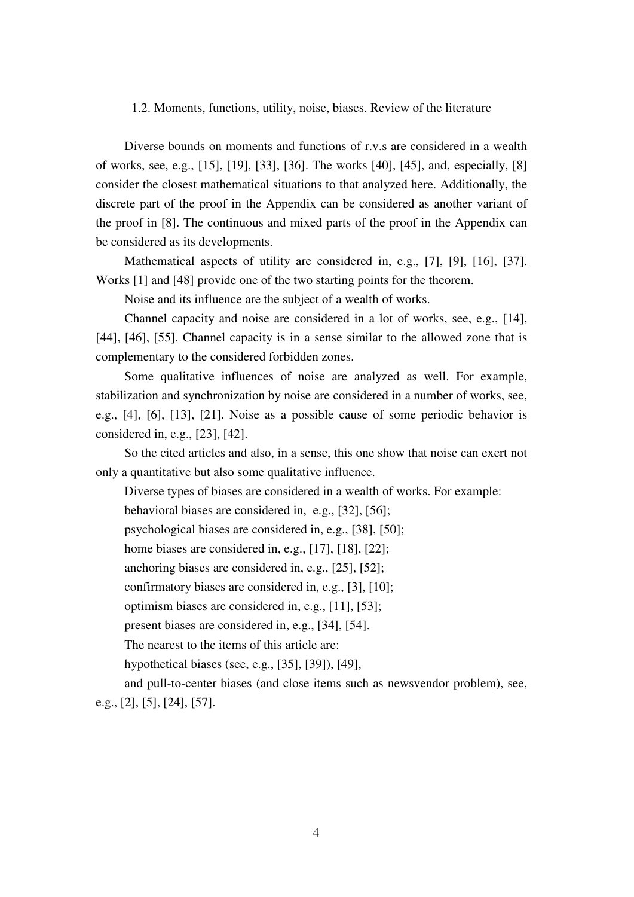### 1.2. Moments, functions, utility, noise, biases. Review of the literature

Diverse bounds on moments and functions of r.v.s are considered in a wealth of works, see, e.g., [15], [19], [33], [36]. The works [40], [45], and, especially, [8] consider the closest mathematical situations to that analyzed here. Additionally, the discrete part of the proof in the Appendix can be considered as another variant of the proof in [8]. The continuous and mixed parts of the proof in the Appendix can be considered as its developments.

Mathematical aspects of utility are considered in, e.g., [7], [9], [16], [37]. Works [1] and [48] provide one of the two starting points for the theorem.

Noise and its influence are the subject of a wealth of works.

Channel capacity and noise are considered in a lot of works, see, e.g., [14], [44], [46], [55]. Channel capacity is in a sense similar to the allowed zone that is complementary to the considered forbidden zones.

Some qualitative influences of noise are analyzed as well. For example, stabilization and synchronization by noise are considered in a number of works, see, e.g., [4], [6], [13], [21]. Noise as a possible cause of some periodic behavior is considered in, e.g., [23], [42].

So the cited articles and also, in a sense, this one show that noise can exert not only a quantitative but also some qualitative influence.

Diverse types of biases are considered in a wealth of works. For example:

behavioral biases are considered in, e.g., [32], [56];

psychological biases are considered in, e.g., [38], [50];

home biases are considered in, e.g., [17], [18], [22];

anchoring biases are considered in, e.g., [25], [52];

confirmatory biases are considered in, e.g., [3], [10];

optimism biases are considered in, e.g., [11], [53];

present biases are considered in, e.g., [34], [54].

The nearest to the items of this article are:

hypothetical biases (see, e.g., [35], [39]), [49],

and pull-to-center biases (and close items such as newsvendor problem), see, e.g., [2], [5], [24], [57].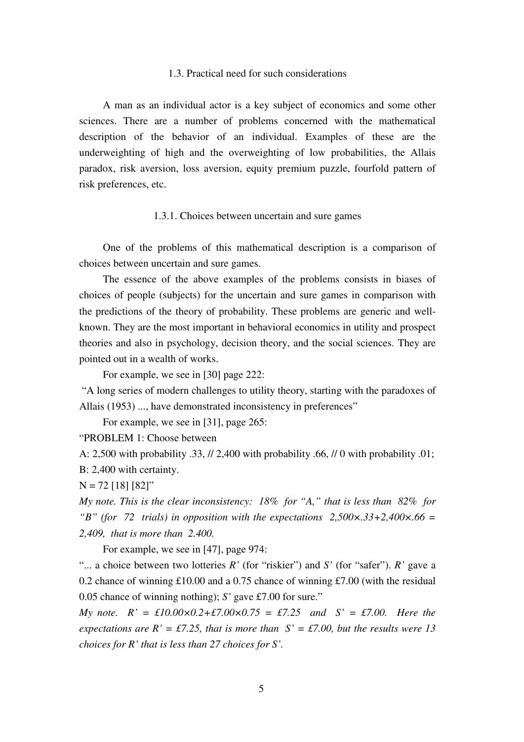### 1.3. Practical need for such considerations

A man as an individual actor is a key subject of economics and some other sciences. There are a number of problems concerned with the mathematical description of the behavior of an individual. Examples of these are the underweighting of high and the overweighting of low probabilities, the Allais paradox, risk aversion, loss aversion, equity premium puzzle, fourfold pattern of risk preferences, etc.

#### 1.3.1. Choices between uncertain and sure games

One of the problems of this mathematical description is a comparison of choices between uncertain and sure games.

The essence of the above examples of the problems consists in biases of choices of people (subjects) for the uncertain and sure games in comparison with the predictions of the theory of probability. These problems are generic and well-known. They are the most important in behavioral economics in utility and prospect theories and also in psychology, decision theory, and the social sciences. They are pointed out in a wealth of works.

For example, we see in [30] page 222:

"A long series of modern challenges to utility theory, starting with the paradoxes of Allais (1953) ..., have demonstrated inconsistency in preferences"

For example, we see in [31], page 265:

"PROBLEM 1: Choose between

A: 2,500 with probability .33, // 2,400 with probability .66, // 0 with probability .01;

B: 2,400 with certainty.

N = 72 [18] [82]"

*My note. This is the clear inconsistency: 18% for "A," that is less than 82% for "B" (for 72 trials) in opposition with the expectations 2,500×.33+2,400×.66 = 2,409, that is more than 2.400.*

For example, we see in [47], page 974:

"... a choice between two lotteries *R'* (for "riskier") and *S'* (for "safer"). *R'* gave a 0.2 chance of winning £10.00 and a 0.75 chance of winning £7.00 (with the residual 0.05 chance of winning nothing); *S'* gave £7.00 for sure."

*My note. R' = £10.00×0.2+£7.00×0.75 = £7.25 and S' = £7.00. Here the expectations are R' = £7.25, that is more than S' = £7.00, but the results were 13 choices for R' that is less than 27 choices for S'.*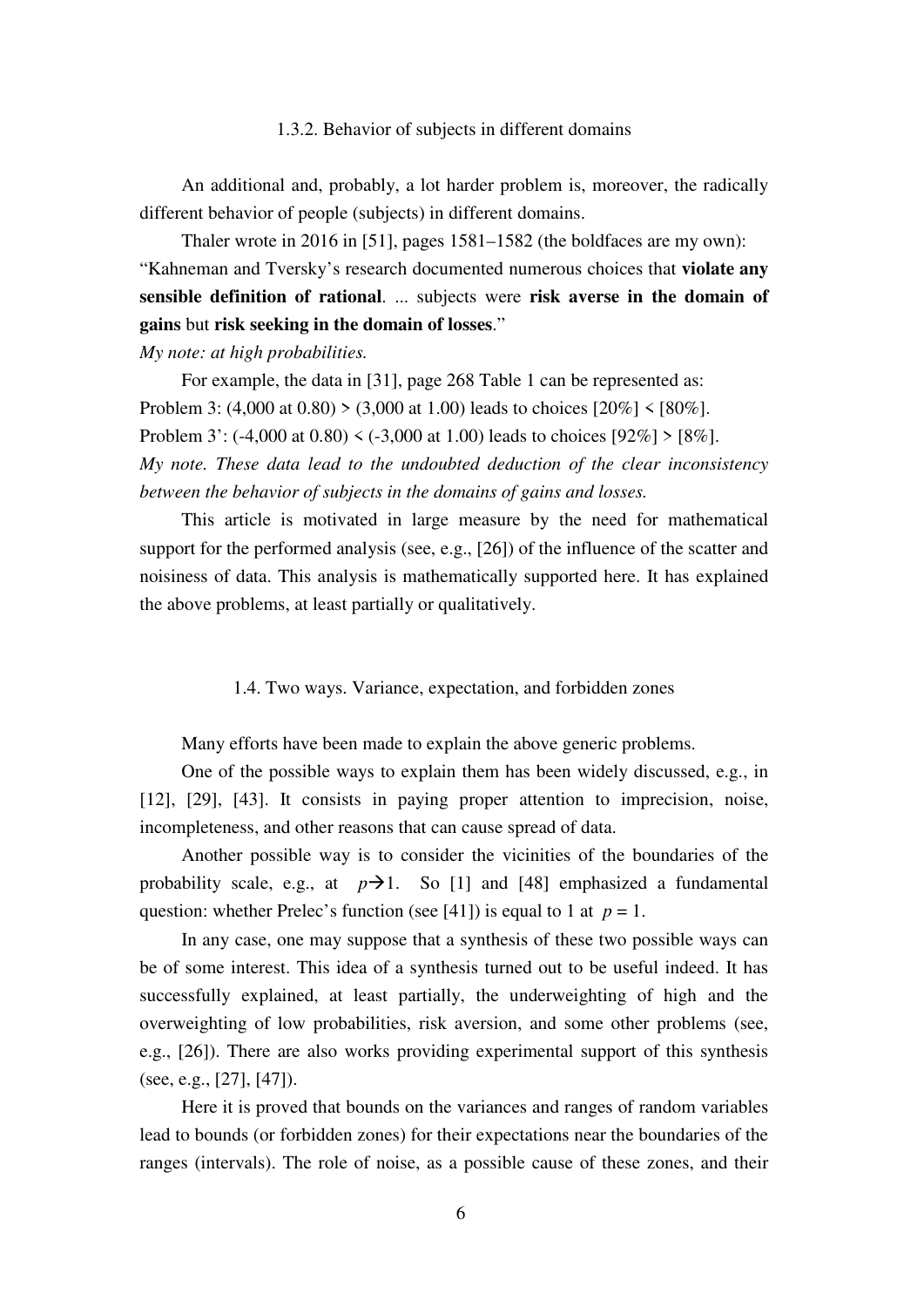### 1.3.2. Behavior of subjects in different domains

An additional and, probably, a lot harder problem is, moreover, the radically different behavior of people (subjects) in different domains.

Thaler wrote in 2016 in [51], pages 1581–1582 (the boldfaces are my own): "Kahneman and Tversky's research documented numerous choices that **violate any sensible definition of rational**. ... subjects were **risk averse in the domain of gains** but **risk seeking in the domain of losses**."

*My note: at high probabilities.*

For example, the data in [31], page 268 Table 1 can be represented as:

Problem 3: (4,000 at 0.80) > (3,000 at 1.00) leads to choices [20%] < [80%].

Problem 3': (-4,000 at 0.80) < (-3,000 at 1.00) leads to choices [92%] > [8%].

*My note. These data lead to the undoubted deduction of the clear inconsistency between the behavior of subjects in the domains of gains and losses.*

This article is motivated in large measure by the need for mathematical support for the performed analysis (see, e.g., [26]) of the influence of the scatter and noisiness of data. This analysis is mathematically supported here. It has explained the above problems, at least partially or qualitatively.

## 1.4. Two ways. Variance, expectation, and forbidden zones

Many efforts have been made to explain the above generic problems.

One of the possible ways to explain them has been widely discussed, e.g., in [12], [29], [43]. It consists in paying proper attention to imprecision, noise, incompleteness, and other reasons that can cause spread of data.

Another possible way is to consider the vicinities of the boundaries of the probability scale, e.g., at $p \to 1$. So [1] and [48] emphasized a fundamental question: whether Prelec's function (see [41]) is equal to 1 at $p = 1$.

In any case, one may suppose that a synthesis of these two possible ways can be of some interest. This idea of a synthesis turned out to be useful indeed. It has successfully explained, at least partially, the underweighting of high and the overweighting of low probabilities, risk aversion, and some other problems (see, e.g., [26]). There are also works providing experimental support of this synthesis (see, e.g., [27], [47]).

Here it is proved that bounds on the variances and ranges of random variables lead to bounds (or forbidden zones) for their expectations near the boundaries of the ranges (intervals). The role of noise, as a possible cause of these zones, and their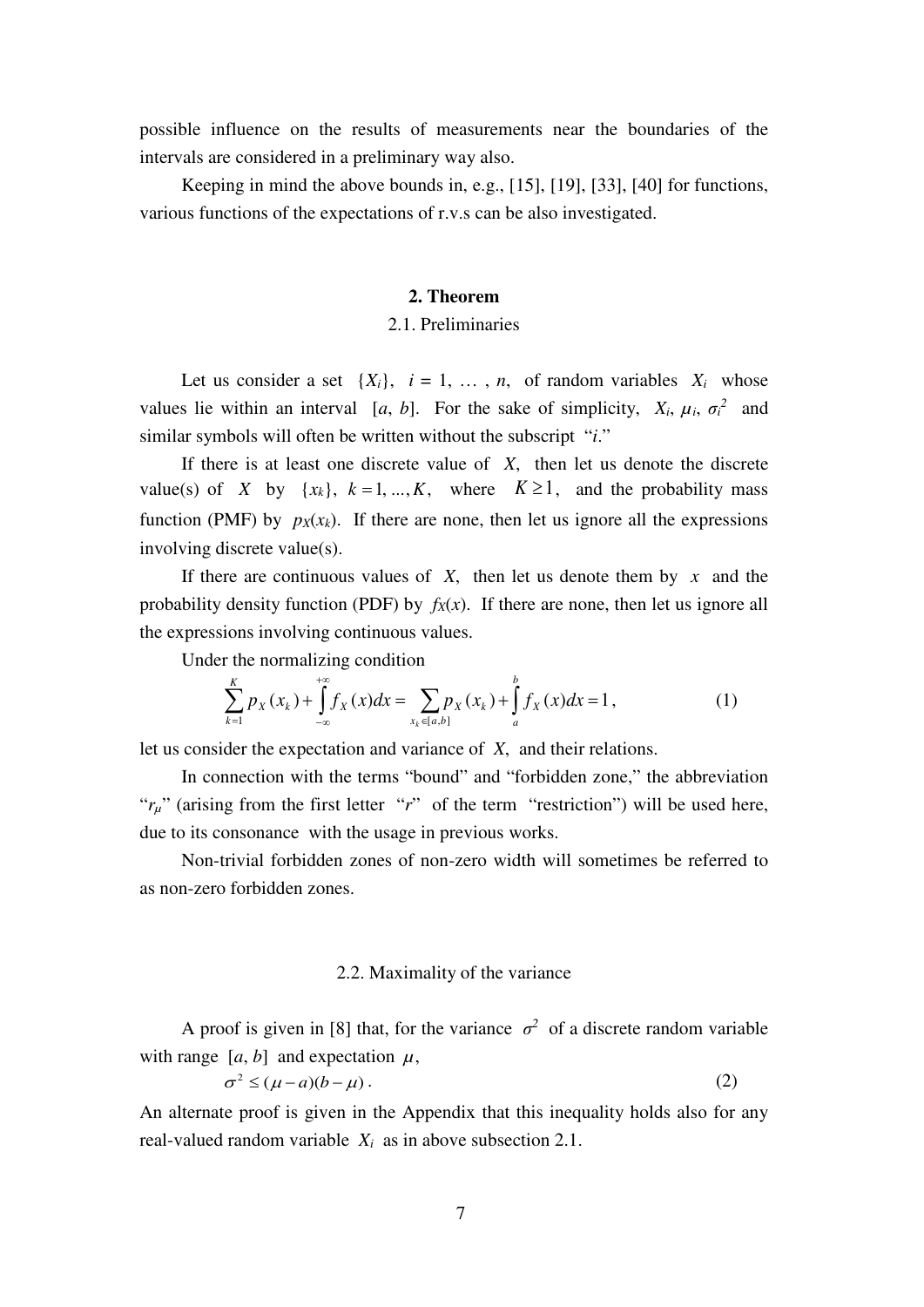possible influence on the results of measurements near the boundaries of the intervals are considered in a preliminary way also.

Keeping in mind the above bounds in, e.g., [15], [19], [33], [40] for functions, various functions of the expectations of r.v.s can be also investigated.

## 2. Theorem

### 2.1. Preliminaries

Let us consider a set $\{X_i\}$, $i = 1, \ldots, n$, of random variables $X_i$ whose values lie within an interval $[a, b]$. For the sake of simplicity, $X_i$, $\mu_i$, $\sigma_i^2$ and similar symbols will often be written without the subscript "$i$."

If there is at least one discrete value of $X$, then let us denote the discrete value(s) of $X$ by $\{x_k\}$, $k = 1, \ldots, K$, where $K \geq 1$, and the probability mass function (PMF) by $p_X(x_k)$. If there are none, then let us ignore all the expressions involving discrete value(s).

If there are continuous values of $X$, then let us denote them by $x$ and the probability density function (PDF) by $f_X(x)$. If there are none, then let us ignore all the expressions involving continuous values.

Under the normalizing condition

$$\sum_{k=1}^{K} p_X(x_k) + \int_{-\infty}^{+\infty} f_X(x)dx = \sum_{x_k \in [a,b]} p_X(x_k) + \int_{a}^{b} f_X(x)dx = 1, \tag{1}$$

let us consider the expectation and variance of $X$, and their relations.

In connection with the terms "bound" and "forbidden zone," the abbreviation "$r_\mu$" (arising from the first letter "$r$" of the term "restriction") will be used here, due to its consonance with the usage in previous works.

Non-trivial forbidden zones of non-zero width will sometimes be referred to as non-zero forbidden zones.

### 2.2. Maximality of the variance

A proof is given in [8] that, for the variance $\sigma^2$ of a discrete random variable with range $[a, b]$ and expectation $\mu$,

$$\sigma^2 \leq (\mu - a)(b - \mu). \tag{2}$$

An alternate proof is given in the Appendix that this inequality holds also for any real-valued random variable $X_i$ as in above subsection 2.1.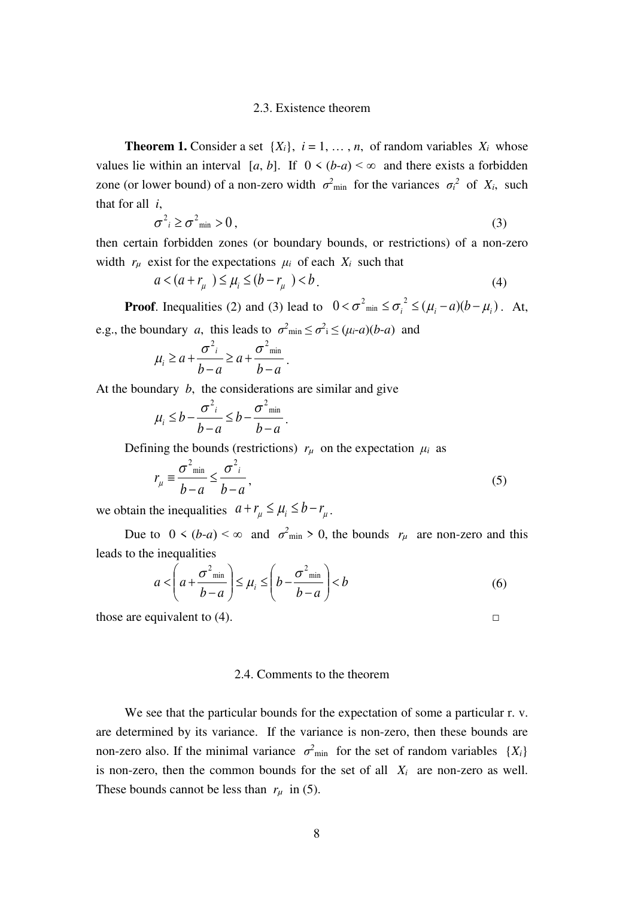## 2.3. Existence theorem

**Theorem 1.** Consider a set $\{X_i\}$, $i = 1, \dots, n$, of random variables $X_i$ whose values lie within an interval $[a, b]$. If $0 < (b\text{-}a) < \infty$ and there exists a forbidden zone (or lower bound) of a non-zero width $\sigma^2_{\min}$ for the variances $\sigma_i^2$ of $X_i$, such that for all $i$,

$$\sigma^2{}_i \geq \sigma^2{}_{\min} > 0\,, \tag{3}$$

then certain forbidden zones (or boundary bounds, or restrictions) of a non-zero width $r_\mu$ exist for the expectations $\mu_i$ of each $X_i$ such that

$$a < (a + r_\mu) \leq \mu_i \leq (b - r_\mu) < b\,. \tag{4}$$

**Proof**. Inequalities (2) and (3) lead to $0 < \sigma^2{}_{\min} \leq \sigma_i{}^2 \leq (\mu_i - a)(b - \mu_i)$. At, e.g., the boundary $a$, this leads to $\sigma^2{}_{\min} \leq \sigma^2{}_i \leq (\mu_i\text{-}a)(b\text{-}a)$ and

$$\mu_i \geq a + \frac{\sigma^2{}_i}{b - a} \geq a + \frac{\sigma^2{}_{\min}}{b - a}\,.$$

At the boundary $b$, the considerations are similar and give

$$\mu_i \leq b - \frac{\sigma^2{}_i}{b - a} \leq b - \frac{\sigma^2{}_{\min}}{b - a}\,.$$

Defining the bounds (restrictions) $r_\mu$ on the expectation $\mu_i$ as

$$r_\mu \equiv \frac{\sigma^2{}_{\min}}{b - a} \leq \frac{\sigma^2{}_i}{b - a}\,, \tag{5}$$

we obtain the inequalities $a + r_\mu \leq \mu_i \leq b - r_\mu$.

Due to $0 < (b\text{-}a) < \infty$ and $\sigma^2{}_{\min} > 0$, the bounds $r_\mu$ are non-zero and this leads to the inequalities

$$a < \left(a + \frac{\sigma^2{}_{\min}}{b - a}\right) \leq \mu_i \leq \left(b - \frac{\sigma^2{}_{\min}}{b - a}\right) < b \tag{6}$$

those are equivalent to (4). □

## 2.4. Comments to the theorem

We see that the particular bounds for the expectation of some a particular r. v. are determined by its variance. If the variance is non-zero, then these bounds are non-zero also. If the minimal variance $\sigma^2{}_{\min}$ for the set of random variables $\{X_i\}$ is non-zero, then the common bounds for the set of all $X_i$ are non-zero as well. These bounds cannot be less than $r_\mu$ in (5).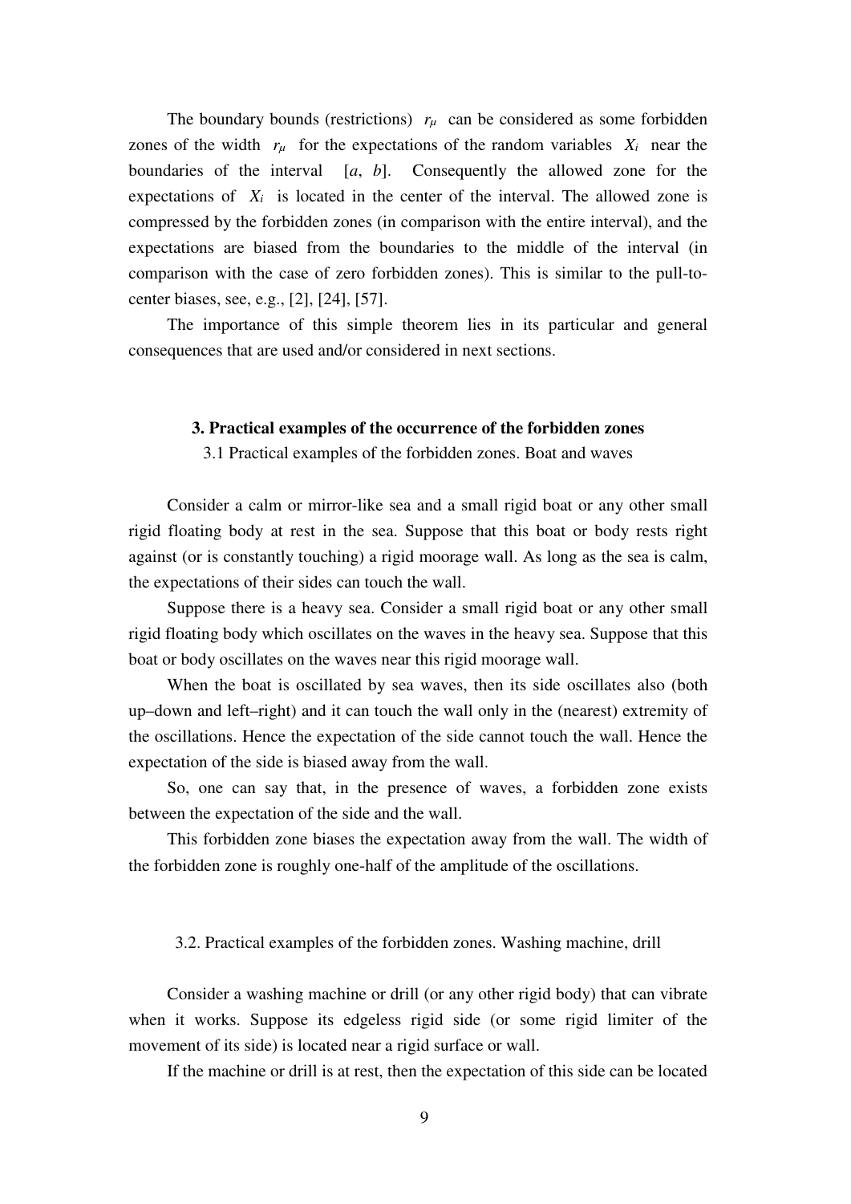The boundary bounds (restrictions) $r_\mu$ can be considered as some forbidden zones of the width $r_\mu$ for the expectations of the random variables $X_i$ near the boundaries of the interval $[a, b]$. Consequently the allowed zone for the expectations of $X_i$ is located in the center of the interval. The allowed zone is compressed by the forbidden zones (in comparison with the entire interval), and the expectations are biased from the boundaries to the middle of the interval (in comparison with the case of zero forbidden zones). This is similar to the pull-to-center biases, see, e.g., [2], [24], [57].

The importance of this simple theorem lies in its particular and general consequences that are used and/or considered in next sections.

## 3. Practical examples of the occurrence of the forbidden zones

### 3.1 Practical examples of the forbidden zones. Boat and waves

Consider a calm or mirror-like sea and a small rigid boat or any other small rigid floating body at rest in the sea. Suppose that this boat or body rests right against (or is constantly touching) a rigid moorage wall. As long as the sea is calm, the expectations of their sides can touch the wall.

Suppose there is a heavy sea. Consider a small rigid boat or any other small rigid floating body which oscillates on the waves in the heavy sea. Suppose that this boat or body oscillates on the waves near this rigid moorage wall.

When the boat is oscillated by sea waves, then its side oscillates also (both up–down and left–right) and it can touch the wall only in the (nearest) extremity of the oscillations. Hence the expectation of the side cannot touch the wall. Hence the expectation of the side is biased away from the wall.

So, one can say that, in the presence of waves, a forbidden zone exists between the expectation of the side and the wall.

This forbidden zone biases the expectation away from the wall. The width of the forbidden zone is roughly one-half of the amplitude of the oscillations.

### 3.2. Practical examples of the forbidden zones. Washing machine, drill

Consider a washing machine or drill (or any other rigid body) that can vibrate when it works. Suppose its edgeless rigid side (or some rigid limiter of the movement of its side) is located near a rigid surface or wall.

If the machine or drill is at rest, then the expectation of this side can be located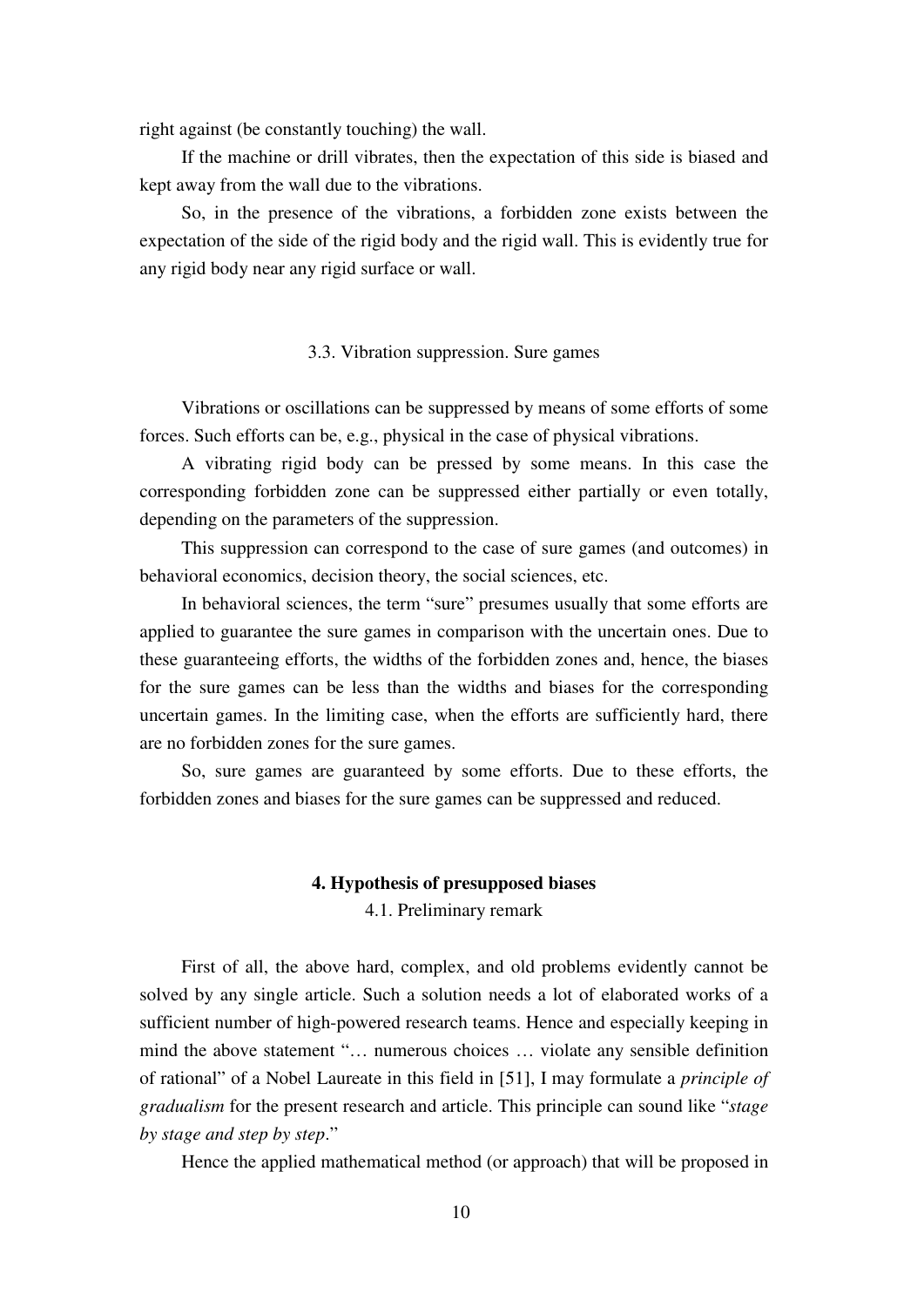right against (be constantly touching) the wall.

If the machine or drill vibrates, then the expectation of this side is biased and kept away from the wall due to the vibrations.

So, in the presence of the vibrations, a forbidden zone exists between the expectation of the side of the rigid body and the rigid wall. This is evidently true for any rigid body near any rigid surface or wall.

### 3.3. Vibration suppression. Sure games

Vibrations or oscillations can be suppressed by means of some efforts of some forces. Such efforts can be, e.g., physical in the case of physical vibrations.

A vibrating rigid body can be pressed by some means. In this case the corresponding forbidden zone can be suppressed either partially or even totally, depending on the parameters of the suppression.

This suppression can correspond to the case of sure games (and outcomes) in behavioral economics, decision theory, the social sciences, etc.

In behavioral sciences, the term "sure" presumes usually that some efforts are applied to guarantee the sure games in comparison with the uncertain ones. Due to these guaranteeing efforts, the widths of the forbidden zones and, hence, the biases for the sure games can be less than the widths and biases for the corresponding uncertain games. In the limiting case, when the efforts are sufficiently hard, there are no forbidden zones for the sure games.

So, sure games are guaranteed by some efforts. Due to these efforts, the forbidden zones and biases for the sure games can be suppressed and reduced.

## 4. Hypothesis of presupposed biases

### 4.1. Preliminary remark

First of all, the above hard, complex, and old problems evidently cannot be solved by any single article. Such a solution needs a lot of elaborated works of a sufficient number of high-powered research teams. Hence and especially keeping in mind the above statement "… numerous choices … violate any sensible definition of rational" of a Nobel Laureate in this field in [51], I may formulate a *principle of gradualism* for the present research and article. This principle can sound like "*stage by stage and step by step*."

Hence the applied mathematical method (or approach) that will be proposed in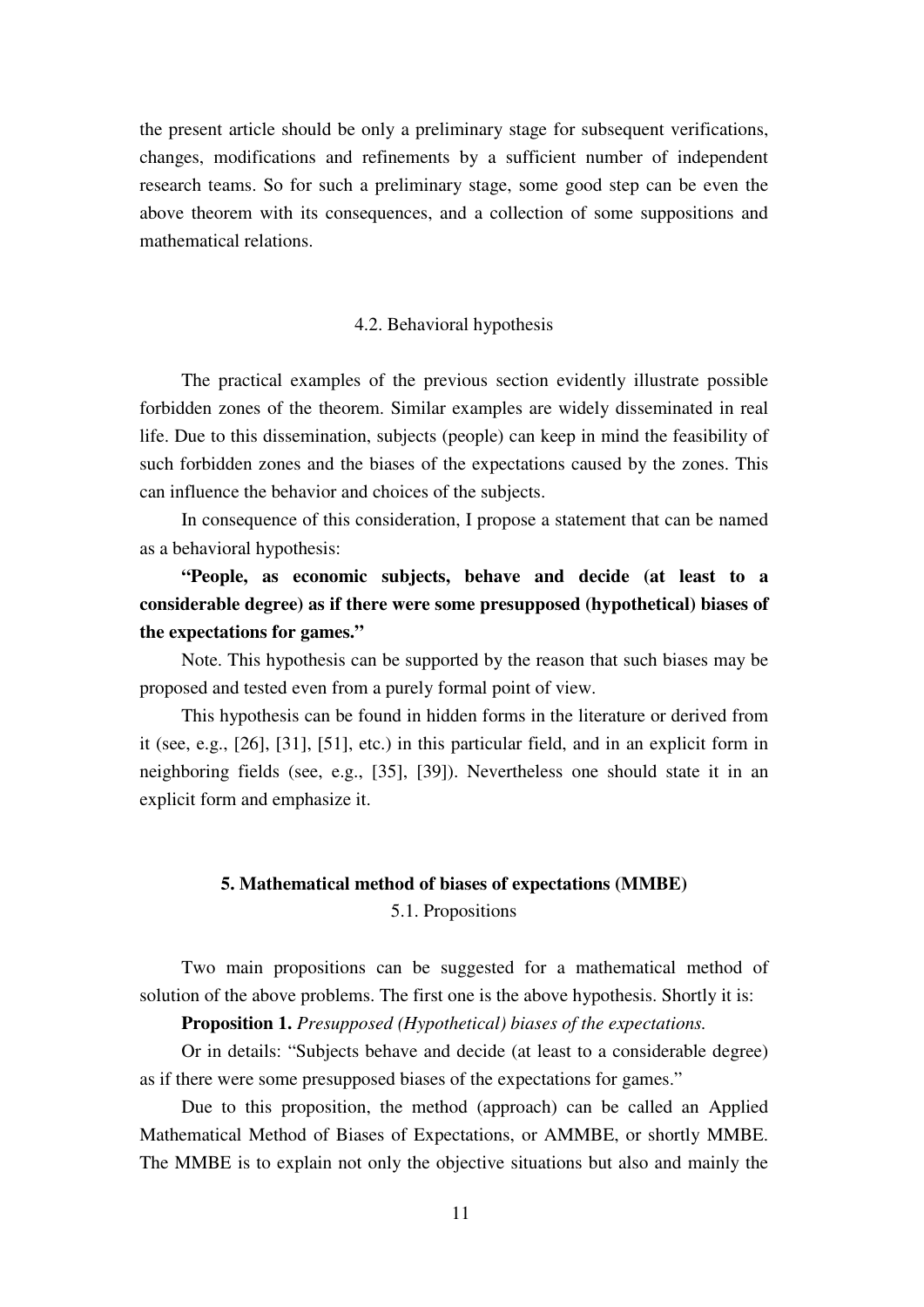the present article should be only a preliminary stage for subsequent verifications, changes, modifications and refinements by a sufficient number of independent research teams. So for such a preliminary stage, some good step can be even the above theorem with its consequences, and a collection of some suppositions and mathematical relations.

### 4.2. Behavioral hypothesis

The practical examples of the previous section evidently illustrate possible forbidden zones of the theorem. Similar examples are widely disseminated in real life. Due to this dissemination, subjects (people) can keep in mind the feasibility of such forbidden zones and the biases of the expectations caused by the zones. This can influence the behavior and choices of the subjects.

In consequence of this consideration, I propose a statement that can be named as a behavioral hypothesis:

**"People, as economic subjects, behave and decide (at least to a considerable degree) as if there were some presupposed (hypothetical) biases of the expectations for games."**

Note. This hypothesis can be supported by the reason that such biases may be proposed and tested even from a purely formal point of view.

This hypothesis can be found in hidden forms in the literature or derived from it (see, e.g., [26], [31], [51], etc.) in this particular field, and in an explicit form in neighboring fields (see, e.g., [35], [39]). Nevertheless one should state it in an explicit form and emphasize it.

## 5. Mathematical method of biases of expectations (MMBE)

### 5.1. Propositions

Two main propositions can be suggested for a mathematical method of solution of the above problems. The first one is the above hypothesis. Shortly it is:

**Proposition 1.** *Presupposed (Hypothetical) biases of the expectations.*

Or in details: "Subjects behave and decide (at least to a considerable degree) as if there were some presupposed biases of the expectations for games."

Due to this proposition, the method (approach) can be called an Applied Mathematical Method of Biases of Expectations, or AMMBE, or shortly MMBE. The MMBE is to explain not only the objective situations but also and mainly the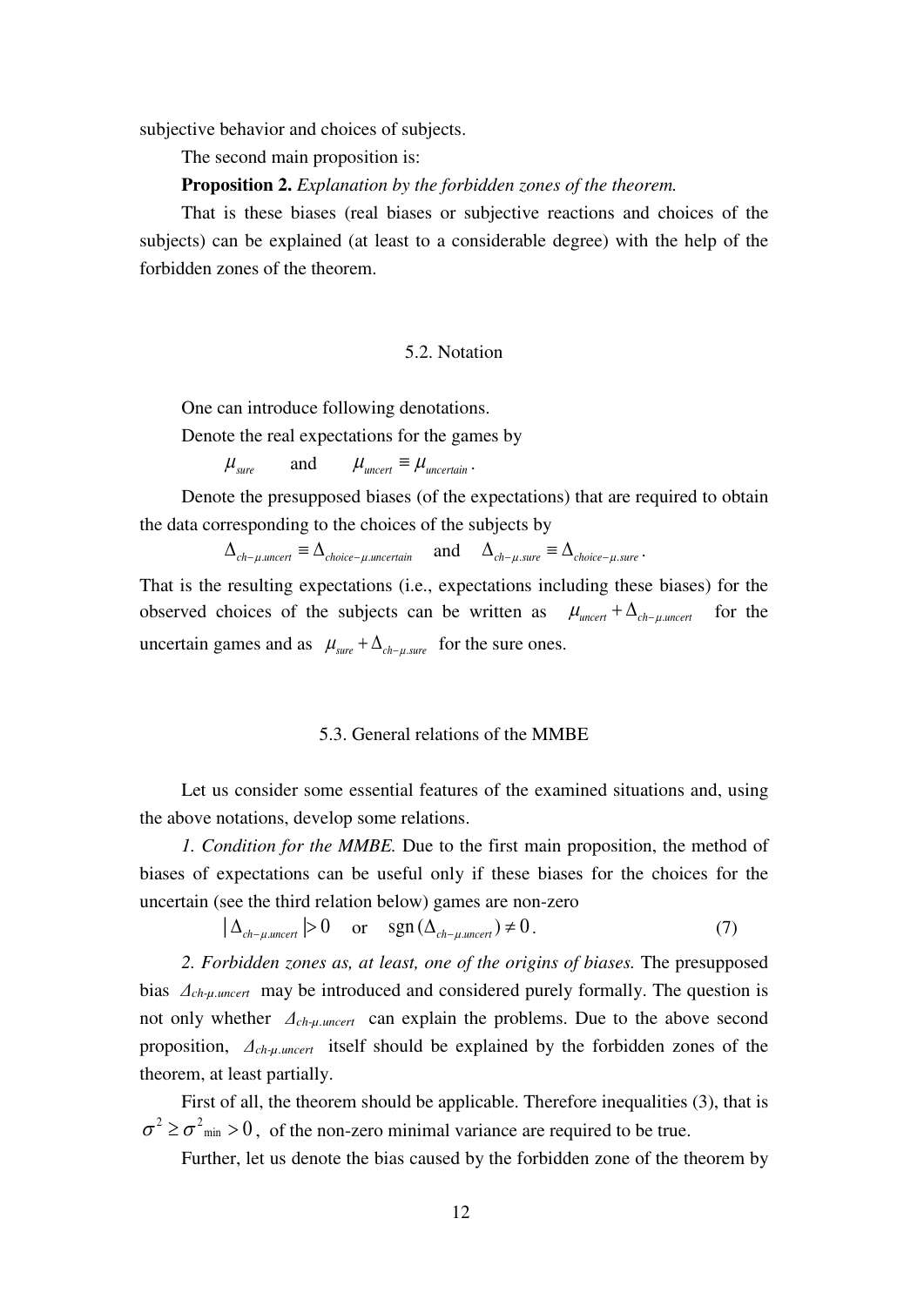subjective behavior and choices of subjects.

The second main proposition is:

**Proposition 2.** *Explanation by the forbidden zones of the theorem.*

That is these biases (real biases or subjective reactions and choices of the subjects) can be explained (at least to a considerable degree) with the help of the forbidden zones of the theorem.

### 5.2. Notation

One can introduce following denotations.

Denote the real expectations for the games by

$$\mu_{sure} \quad \text{and} \quad \mu_{uncert} \equiv \mu_{uncertain}.$$

Denote the presupposed biases (of the expectations) that are required to obtain the data corresponding to the choices of the subjects by

$$\Delta_{ch-\mu.uncert} \equiv \Delta_{choice-\mu.uncertain} \quad \text{and} \quad \Delta_{ch-\mu.sure} \equiv \Delta_{choice-\mu.sure}.$$

That is the resulting expectations (i.e., expectations including these biases) for the observed choices of the subjects can be written as $\mu_{uncert} + \Delta_{ch-\mu.uncert}$ for the uncertain games and as $\mu_{sure} + \Delta_{ch-\mu.sure}$ for the sure ones.

### 5.3. General relations of the MMBE

Let us consider some essential features of the examined situations and, using the above notations, develop some relations.

*1. Condition for the MMBE.* Due to the first main proposition, the method of biases of expectations can be useful only if these biases for the choices for the uncertain (see the third relation below) games are non-zero

$$|\Delta_{ch-\mu.uncert}| > 0 \quad \text{or} \quad \operatorname{sgn}(\Delta_{ch-\mu.uncert}) \neq 0. \tag{7}$$

*2. Forbidden zones as, at least, one of the origins of biases.* The presupposed bias $\Delta_{ch\text{-}\mu.uncert}$ may be introduced and considered purely formally. The question is not only whether $\Delta_{ch\text{-}\mu.uncert}$ can explain the problems. Due to the above second proposition, $\Delta_{ch\text{-}\mu.uncert}$ itself should be explained by the forbidden zones of the theorem, at least partially.

First of all, the theorem should be applicable. Therefore inequalities (3), that is $\sigma^2 \geq \sigma^2{}_{\min} > 0$, of the non-zero minimal variance are required to be true.

Further, let us denote the bias caused by the forbidden zone of the theorem by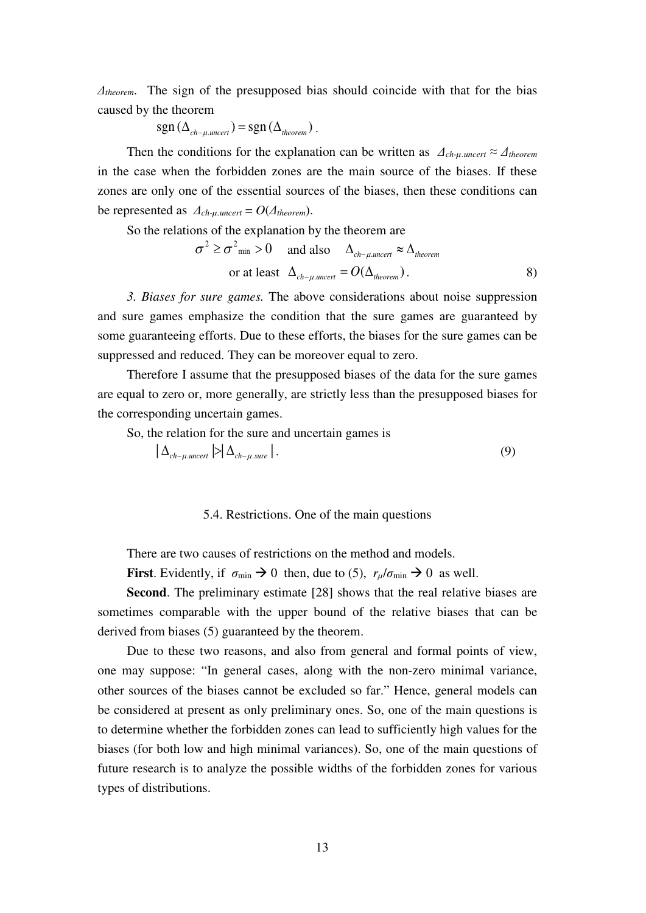$\Delta_{theorem}$. The sign of the presupposed bias should coincide with that for the bias caused by the theorem

$$\operatorname{sgn}(\Delta_{ch-\mu.uncert}) = \operatorname{sgn}(\Delta_{theorem}) .$$

Then the conditions for the explanation can be written as $\Delta_{ch\text{-}\mu.uncert} \approx \Delta_{theorem}$ in the case when the forbidden zones are the main source of the biases. If these zones are only one of the essential sources of the biases, then these conditions can be represented as $\Delta_{ch\text{-}\mu.uncert} = O(\Delta_{theorem})$.

So the relations of the explanation by the theorem are

$$\sigma^2 \geq \sigma^2{}_{\min} > 0 \quad \text{and also} \quad \Delta_{ch-\mu.uncert} \approx \Delta_{theorem}$$
$$\text{or at least} \;\; \Delta_{ch-\mu.uncert} = O(\Delta_{theorem}) . \qquad 8)$$

*3. Biases for sure games.* The above considerations about noise suppression and sure games emphasize the condition that the sure games are guaranteed by some guaranteeing efforts. Due to these efforts, the biases for the sure games can be suppressed and reduced. They can be moreover equal to zero.

Therefore I assume that the presupposed biases of the data for the sure games are equal to zero or, more generally, are strictly less than the presupposed biases for the corresponding uncertain games.

So, the relation for the sure and uncertain games is

$$|\Delta_{ch-\mu.uncert}| > |\Delta_{ch-\mu.sure}| . \qquad (9)$$

## 5.4. Restrictions. One of the main questions

There are two causes of restrictions on the method and models.

**First**. Evidently, if $\sigma_{\min} \rightarrow 0$ then, due to (5), $r_\mu/\sigma_{\min} \rightarrow 0$ as well.

**Second**. The preliminary estimate [28] shows that the real relative biases are sometimes comparable with the upper bound of the relative biases that can be derived from biases (5) guaranteed by the theorem.

Due to these two reasons, and also from general and formal points of view, one may suppose: "In general cases, along with the non-zero minimal variance, other sources of the biases cannot be excluded so far." Hence, general models can be considered at present as only preliminary ones. So, one of the main questions is to determine whether the forbidden zones can lead to sufficiently high values for the biases (for both low and high minimal variances). So, one of the main questions of future research is to analyze the possible widths of the forbidden zones for various types of distributions.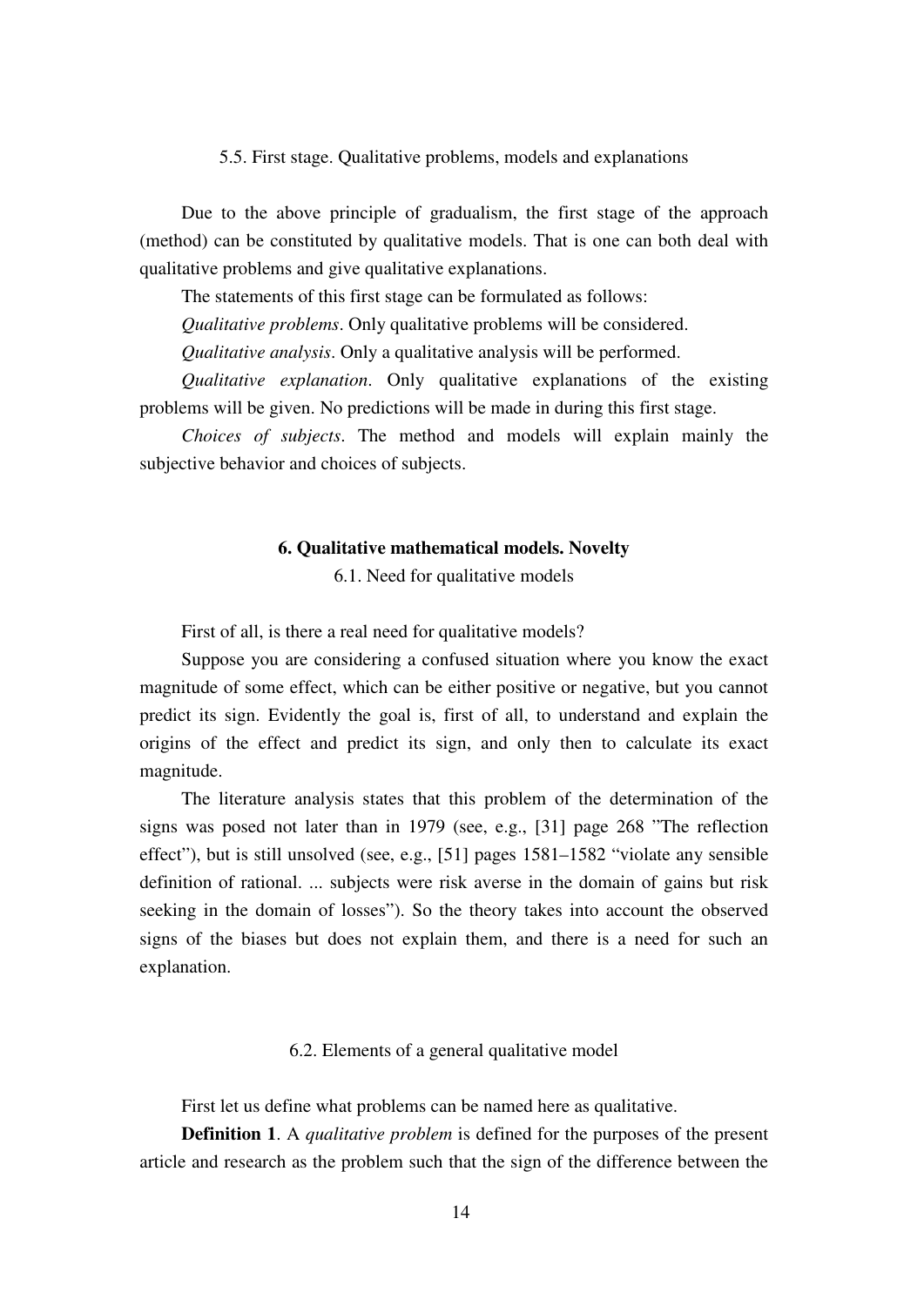5.5. First stage. Qualitative problems, models and explanations

Due to the above principle of gradualism, the first stage of the approach (method) can be constituted by qualitative models. That is one can both deal with qualitative problems and give qualitative explanations.

The statements of this first stage can be formulated as follows:

*Qualitative problems*. Only qualitative problems will be considered.

*Qualitative analysis*. Only a qualitative analysis will be performed.

*Qualitative explanation*. Only qualitative explanations of the existing problems will be given. No predictions will be made in during this first stage.

*Choices of subjects*. The method and models will explain mainly the subjective behavior and choices of subjects.

## 6. Qualitative mathematical models. Novelty

### 6.1. Need for qualitative models

First of all, is there a real need for qualitative models?

Suppose you are considering a confused situation where you know the exact magnitude of some effect, which can be either positive or negative, but you cannot predict its sign. Evidently the goal is, first of all, to understand and explain the origins of the effect and predict its sign, and only then to calculate its exact magnitude.

The literature analysis states that this problem of the determination of the signs was posed not later than in 1979 (see, e.g., [31] page 268 "The reflection effect"), but is still unsolved (see, e.g., [51] pages 1581–1582 "violate any sensible definition of rational. ... subjects were risk averse in the domain of gains but risk seeking in the domain of losses"). So the theory takes into account the observed signs of the biases but does not explain them, and there is a need for such an explanation.

### 6.2. Elements of a general qualitative model

First let us define what problems can be named here as qualitative.

**Definition 1**. A *qualitative problem* is defined for the purposes of the present article and research as the problem such that the sign of the difference between the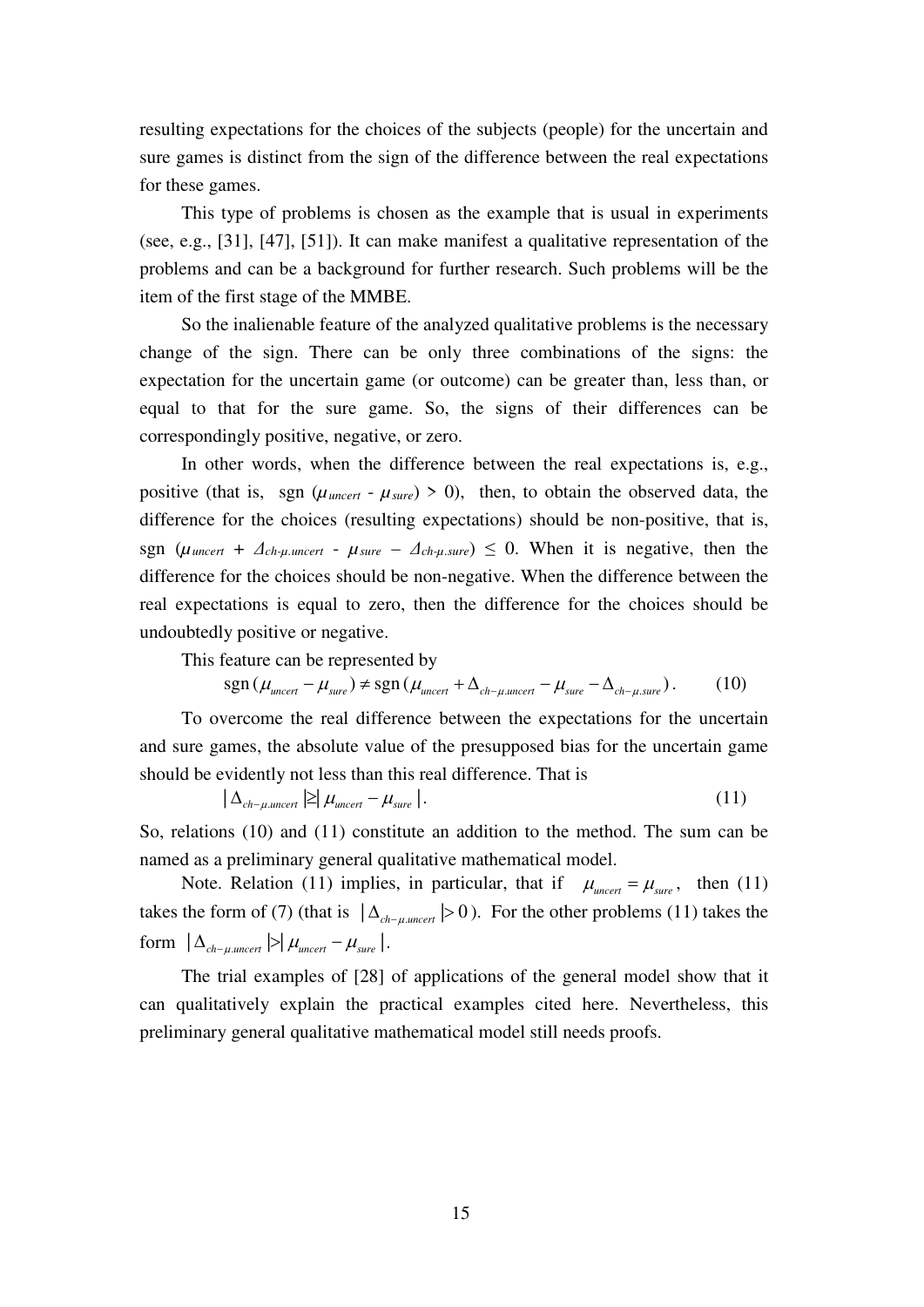resulting expectations for the choices of the subjects (people) for the uncertain and sure games is distinct from the sign of the difference between the real expectations for these games.

This type of problems is chosen as the example that is usual in experiments (see, e.g., [31], [47], [51]). It can make manifest a qualitative representation of the problems and can be a background for further research. Such problems will be the item of the first stage of the MMBE.

So the inalienable feature of the analyzed qualitative problems is the necessary change of the sign. There can be only three combinations of the signs: the expectation for the uncertain game (or outcome) can be greater than, less than, or equal to that for the sure game. So, the signs of their differences can be correspondingly positive, negative, or zero.

In other words, when the difference between the real expectations is, e.g., positive (that is, $\text{sgn}\ (\mu_{uncert} - \mu_{sure}) > 0$), then, to obtain the observed data, the difference for the choices (resulting expectations) should be non-positive, that is, $\text{sgn}\ (\mu_{uncert} + \Delta_{ch\text{-}\mu.uncert} - \mu_{sure} - \Delta_{ch\text{-}\mu.sure}) \leq 0$. When it is negative, then the difference for the choices should be non-negative. When the difference between the real expectations is equal to zero, then the difference for the choices should be undoubtedly positive or negative.

This feature can be represented by

$$\text{sgn}\,(\mu_{uncert} - \mu_{sure}) \neq \text{sgn}\,(\mu_{uncert} + \Delta_{ch-\mu.uncert} - \mu_{sure} - \Delta_{ch-\mu.sure})\,. \qquad (10)$$

To overcome the real difference between the expectations for the uncertain and sure games, the absolute value of the presupposed bias for the uncertain game should be evidently not less than this real difference. That is

$$|\,\Delta_{ch-\mu.uncert}\,| \geq |\,\mu_{uncert} - \mu_{sure}\,|. \qquad (11)$$

So, relations (10) and (11) constitute an addition to the method. The sum can be named as a preliminary general qualitative mathematical model.

Note. Relation (11) implies, in particular, that if $\mu_{uncert} = \mu_{sure}$, then (11) takes the form of (7) (that is $|\,\Delta_{ch-\mu.uncert}\,| > 0$). For the other problems (11) takes the form $|\,\Delta_{ch-\mu.uncert}\,| > |\,\mu_{uncert} - \mu_{sure}\,|$.

The trial examples of [28] of applications of the general model show that it can qualitatively explain the practical examples cited here. Nevertheless, this preliminary general qualitative mathematical model still needs proofs.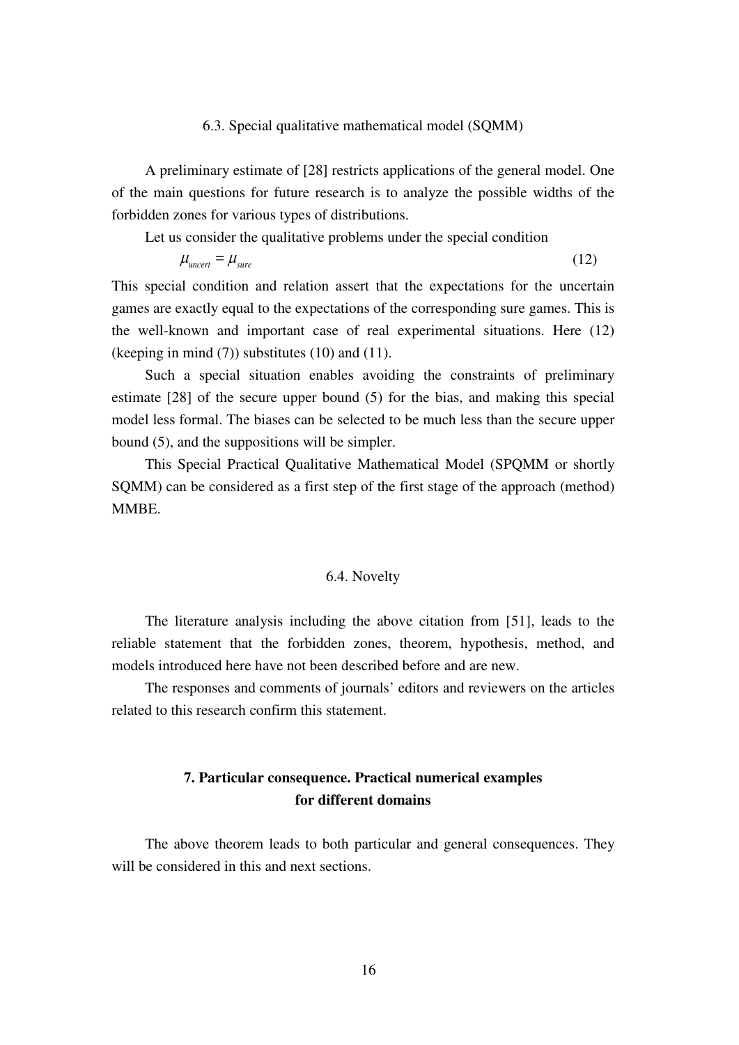### 6.3. Special qualitative mathematical model (SQMM)

A preliminary estimate of [28] restricts applications of the general model. One of the main questions for future research is to analyze the possible widths of the forbidden zones for various types of distributions.

Let us consider the qualitative problems under the special condition

$$\mu_{uncert} = \mu_{sure} \tag{12}$$

This special condition and relation assert that the expectations for the uncertain games are exactly equal to the expectations of the corresponding sure games. This is the well-known and important case of real experimental situations. Here (12) (keeping in mind (7)) substitutes (10) and (11).

Such a special situation enables avoiding the constraints of preliminary estimate [28] of the secure upper bound (5) for the bias, and making this special model less formal. The biases can be selected to be much less than the secure upper bound (5), and the suppositions will be simpler.

This Special Practical Qualitative Mathematical Model (SPQMM or shortly SQMM) can be considered as a first step of the first stage of the approach (method) MMBE.

### 6.4. Novelty

The literature analysis including the above citation from [51], leads to the reliable statement that the forbidden zones, theorem, hypothesis, method, and models introduced here have not been described before and are new.

The responses and comments of journals' editors and reviewers on the articles related to this research confirm this statement.

## 7. Particular consequence. Practical numerical examples for different domains

The above theorem leads to both particular and general consequences. They will be considered in this and next sections.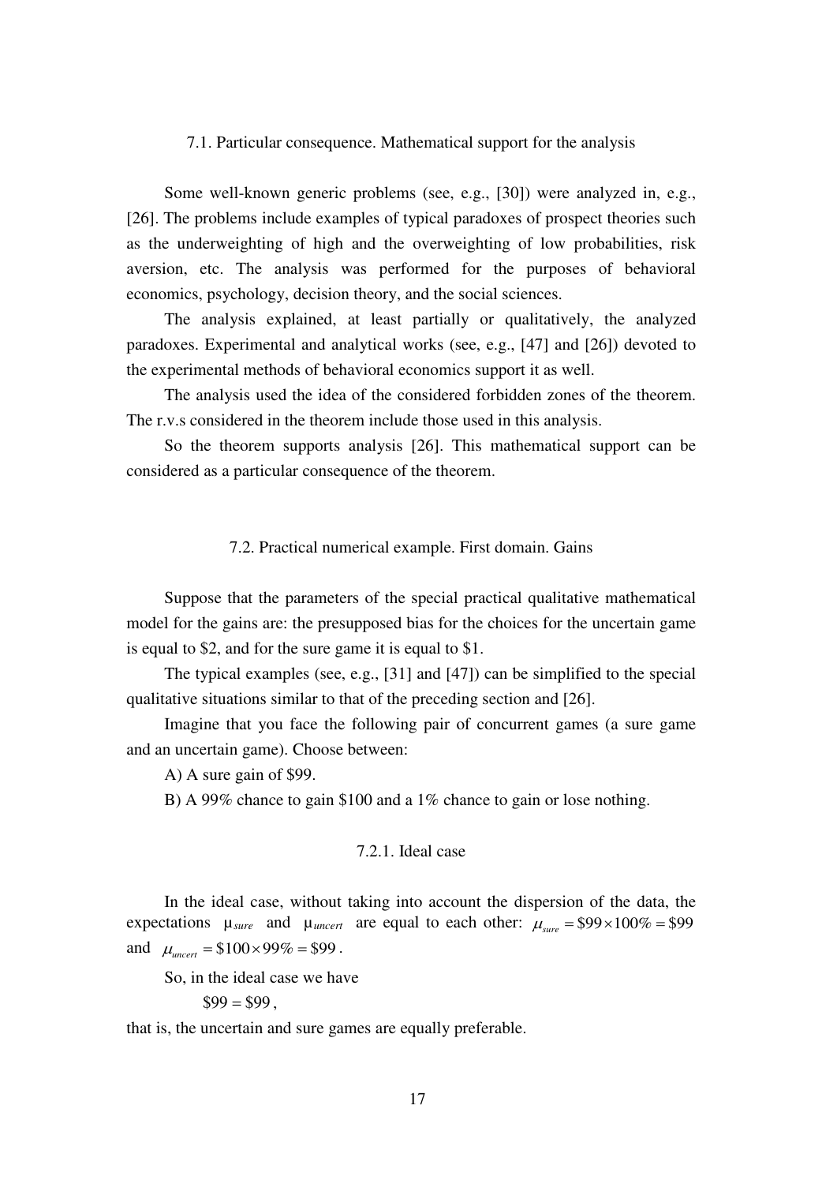### 7.1. Particular consequence. Mathematical support for the analysis

Some well-known generic problems (see, e.g., [30]) were analyzed in, e.g., [26]. The problems include examples of typical paradoxes of prospect theories such as the underweighting of high and the overweighting of low probabilities, risk aversion, etc. The analysis was performed for the purposes of behavioral economics, psychology, decision theory, and the social sciences.

The analysis explained, at least partially or qualitatively, the analyzed paradoxes. Experimental and analytical works (see, e.g., [47] and [26]) devoted to the experimental methods of behavioral economics support it as well.

The analysis used the idea of the considered forbidden zones of the theorem. The r.v.s considered in the theorem include those used in this analysis.

So the theorem supports analysis [26]. This mathematical support can be considered as a particular consequence of the theorem.

### 7.2. Practical numerical example. First domain. Gains

Suppose that the parameters of the special practical qualitative mathematical model for the gains are: the presupposed bias for the choices for the uncertain game is equal to \$2, and for the sure game it is equal to \$1.

The typical examples (see, e.g., [31] and [47]) can be simplified to the special qualitative situations similar to that of the preceding section and [26].

Imagine that you face the following pair of concurrent games (a sure game and an uncertain game). Choose between:

A) A sure gain of \$99.

B) A 99% chance to gain \$100 and a 1% chance to gain or lose nothing.

#### 7.2.1. Ideal case

In the ideal case, without taking into account the dispersion of the data, the expectations $\mu_{sure}$ and $\mu_{uncert}$ are equal to each other: $\mu_{sure} = \$99 \times 100\% = \$99$ and $\mu_{uncert} = \$100 \times 99\% = \$99$.

So, in the ideal case we have

$$\$99 = \$99,$$

that is, the uncertain and sure games are equally preferable.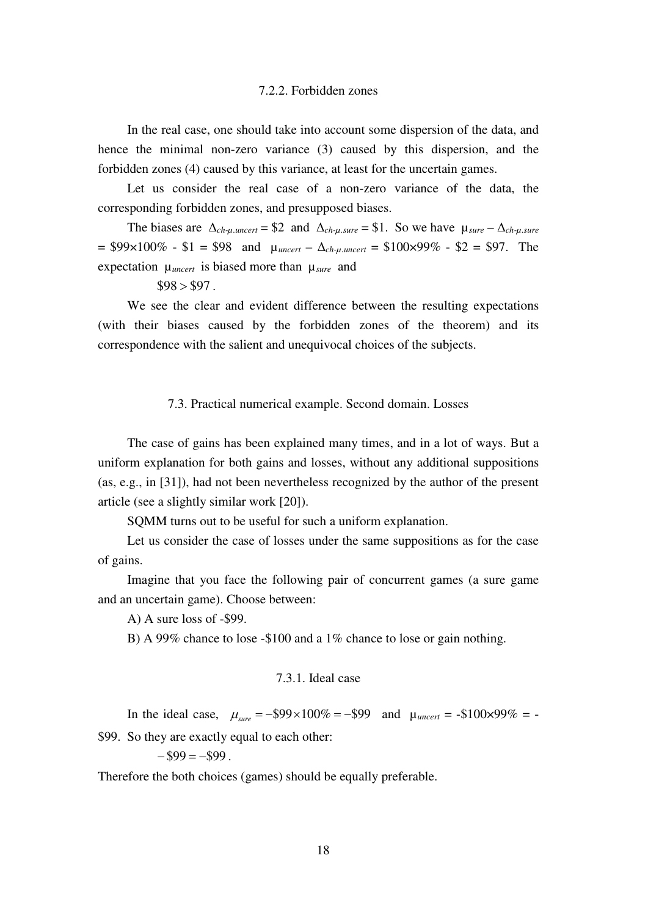### 7.2.2. Forbidden zones

In the real case, one should take into account some dispersion of the data, and hence the minimal non-zero variance (3) caused by this dispersion, and the forbidden zones (4) caused by this variance, at least for the uncertain games.

Let us consider the real case of a non-zero variance of the data, the corresponding forbidden zones, and presupposed biases.

The biases are $\Delta_{ch\text{-}\mu.uncert}$ = \$2 and $\Delta_{ch\text{-}\mu.sure}$ = \$1. So we have $\mu_{sure} - \Delta_{ch\text{-}\mu.sure}$ = \$99×100% - \$1 = \$98 and $\mu_{uncert} - \Delta_{ch\text{-}\mu.uncert}$ = \$100×99% - \$2 = \$97. The expectation $\mu_{uncert}$ is biased more than $\mu_{sure}$ and

$$\$98 > \$97 .$$

We see the clear and evident difference between the resulting expectations (with their biases caused by the forbidden zones of the theorem) and its correspondence with the salient and unequivocal choices of the subjects.

## 7.3. Practical numerical example. Second domain. Losses

The case of gains has been explained many times, and in a lot of ways. But a uniform explanation for both gains and losses, without any additional suppositions (as, e.g., in [31]), had not been nevertheless recognized by the author of the present article (see a slightly similar work [20]).

SQMM turns out to be useful for such a uniform explanation.

Let us consider the case of losses under the same suppositions as for the case of gains.

Imagine that you face the following pair of concurrent games (a sure game and an uncertain game). Choose between:

A) A sure loss of -\$99.

B) A 99% chance to lose -\$100 and a 1% chance to lose or gain nothing.

### 7.3.1. Ideal case

In the ideal case, $\mu_{sure} = -\$99 \times 100\% = -\$99$ and $\mu_{uncert}$ = -\$100×99% = -\$99. So they are exactly equal to each other:

$$-\$99 = -\$99 .$$

Therefore the both choices (games) should be equally preferable.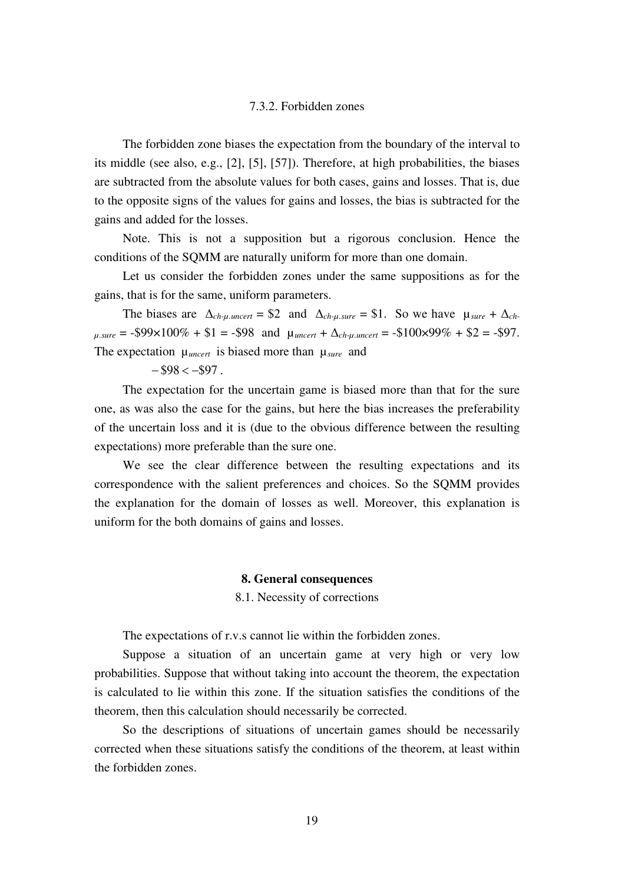### 7.3.2. Forbidden zones

The forbidden zone biases the expectation from the boundary of the interval to its middle (see also, e.g., [2], [5], [57]). Therefore, at high probabilities, the biases are subtracted from the absolute values for both cases, gains and losses. That is, due to the opposite signs of the values for gains and losses, the bias is subtracted for the gains and added for the losses.

Note. This is not a supposition but a rigorous conclusion. Hence the conditions of the SQMM are naturally uniform for more than one domain.

Let us consider the forbidden zones under the same suppositions as for the gains, that is for the same, uniform parameters.

The biases are $\Delta_{ch\text{-}\mu.uncert}$ = \$2 and $\Delta_{ch\text{-}\mu.sure}$ = \$1. So we have $\mu_{sure} + \Delta_{ch\text{-}\mu.sure}$ = -\$99×100% + \$1 = -\$98 and $\mu_{uncert} + \Delta_{ch\text{-}\mu.uncert}$ = -\$100×99% + \$2 = -\$97. The expectation $\mu_{uncert}$ is biased more than $\mu_{sure}$ and

$$-\$98 < -\$97\,.$$

The expectation for the uncertain game is biased more than that for the sure one, as was also the case for the gains, but here the bias increases the preferability of the uncertain loss and it is (due to the obvious difference between the resulting expectations) more preferable than the sure one.

We see the clear difference between the resulting expectations and its correspondence with the salient preferences and choices. So the SQMM provides the explanation for the domain of losses as well. Moreover, this explanation is uniform for the both domains of gains and losses.

## 8. General consequences

### 8.1. Necessity of corrections

The expectations of r.v.s cannot lie within the forbidden zones.

Suppose a situation of an uncertain game at very high or very low probabilities. Suppose that without taking into account the theorem, the expectation is calculated to lie within this zone. If the situation satisfies the conditions of the theorem, then this calculation should necessarily be corrected.

So the descriptions of situations of uncertain games should be necessarily corrected when these situations satisfy the conditions of the theorem, at least within the forbidden zones.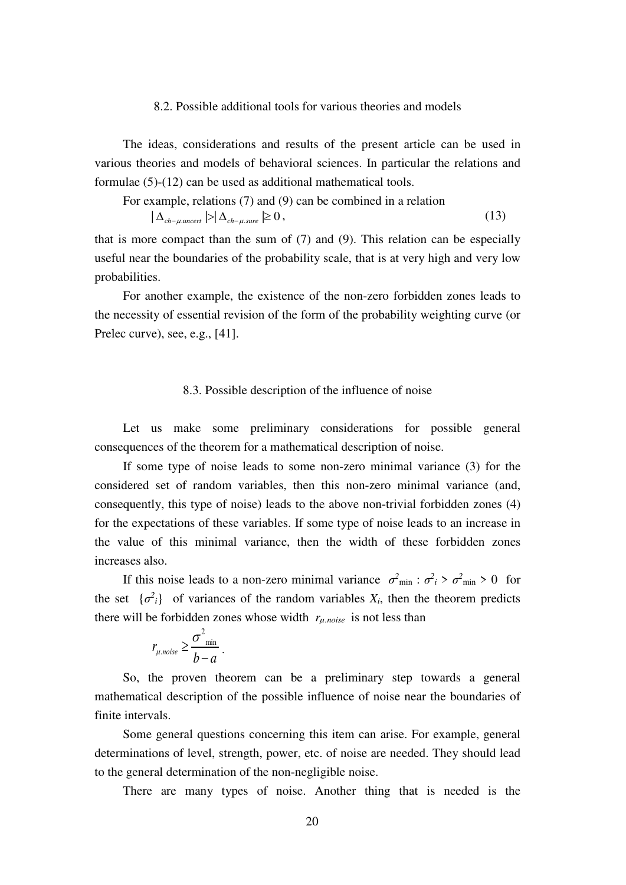### 8.2. Possible additional tools for various theories and models

The ideas, considerations and results of the present article can be used in various theories and models of behavioral sciences. In particular the relations and formulae (5)-(12) can be used as additional mathematical tools.

For example, relations (7) and (9) can be combined in a relation

$$|\Delta_{ch-\mu.uncert}| > |\Delta_{ch-\mu.sure}| \geq 0\,, \tag{13}$$

that is more compact than the sum of (7) and (9). This relation can be especially useful near the boundaries of the probability scale, that is at very high and very low probabilities.

For another example, the existence of the non-zero forbidden zones leads to the necessity of essential revision of the form of the probability weighting curve (or Prelec curve), see, e.g., [41].

### 8.3. Possible description of the influence of noise

Let us make some preliminary considerations for possible general consequences of the theorem for a mathematical description of noise.

If some type of noise leads to some non-zero minimal variance (3) for the considered set of random variables, then this non-zero minimal variance (and, consequently, this type of noise) leads to the above non-trivial forbidden zones (4) for the expectations of these variables. If some type of noise leads to an increase in the value of this minimal variance, then the width of these forbidden zones increases also.

If this noise leads to a non-zero minimal variance $\sigma^2_{\min} : \sigma^2_i > \sigma^2_{\min} > 0$ for the set $\{\sigma^2_i\}$ of variances of the random variables $X_i$, then the theorem predicts there will be forbidden zones whose width $r_{\mu.noise}$ is not less than

$$r_{\mu.noise} \geq \frac{\sigma^2_{\min}}{b-a}\,.$$

So, the proven theorem can be a preliminary step towards a general mathematical description of the possible influence of noise near the boundaries of finite intervals.

Some general questions concerning this item can arise. For example, general determinations of level, strength, power, etc. of noise are needed. They should lead to the general determination of the non-negligible noise.

There are many types of noise. Another thing that is needed is the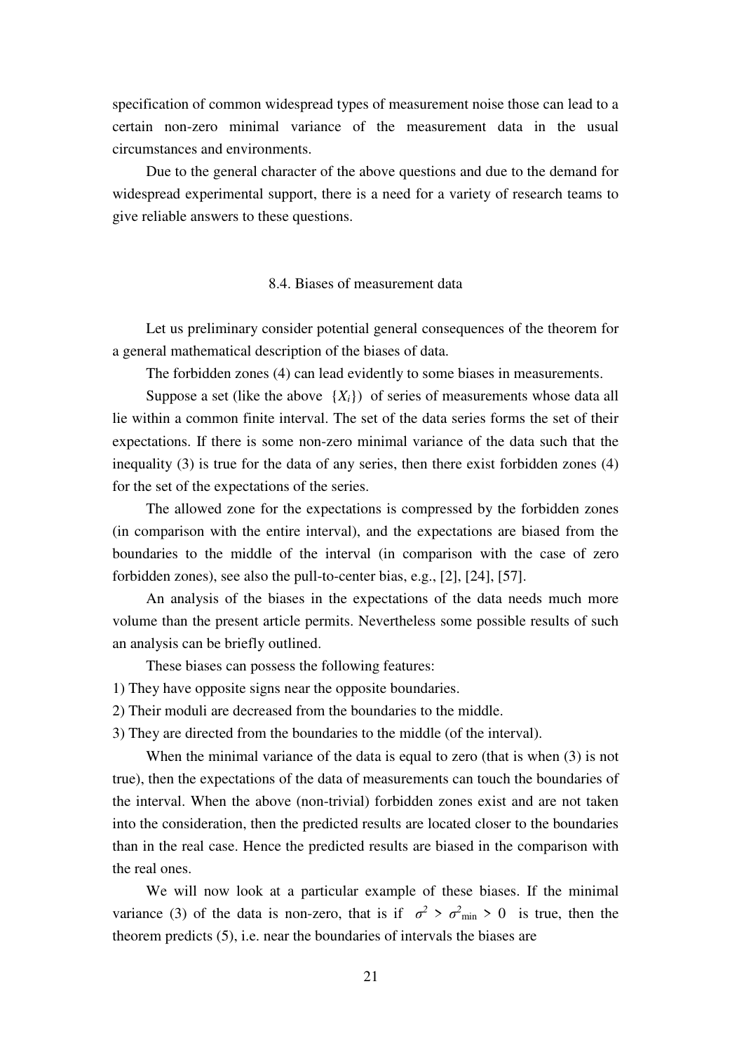specification of common widespread types of measurement noise those can lead to a certain non-zero minimal variance of the measurement data in the usual circumstances and environments.

Due to the general character of the above questions and due to the demand for widespread experimental support, there is a need for a variety of research teams to give reliable answers to these questions.

### 8.4. Biases of measurement data

Let us preliminary consider potential general consequences of the theorem for a general mathematical description of the biases of data.

The forbidden zones (4) can lead evidently to some biases in measurements.

Suppose a set (like the above $\{X_i\}$) of series of measurements whose data all lie within a common finite interval. The set of the data series forms the set of their expectations. If there is some non-zero minimal variance of the data such that the inequality (3) is true for the data of any series, then there exist forbidden zones (4) for the set of the expectations of the series.

The allowed zone for the expectations is compressed by the forbidden zones (in comparison with the entire interval), and the expectations are biased from the boundaries to the middle of the interval (in comparison with the case of zero forbidden zones), see also the pull-to-center bias, e.g., [2], [24], [57].

An analysis of the biases in the expectations of the data needs much more volume than the present article permits. Nevertheless some possible results of such an analysis can be briefly outlined.

These biases can possess the following features:

1) They have opposite signs near the opposite boundaries.
2) Their moduli are decreased from the boundaries to the middle.
3) They are directed from the boundaries to the middle (of the interval).

When the minimal variance of the data is equal to zero (that is when (3) is not true), then the expectations of the data of measurements can touch the boundaries of the interval. When the above (non-trivial) forbidden zones exist and are not taken into the consideration, then the predicted results are located closer to the boundaries than in the real case. Hence the predicted results are biased in the comparison with the real ones.

We will now look at a particular example of these biases. If the minimal variance (3) of the data is non-zero, that is if $\sigma^2 > \sigma^2_{\min} > 0$ is true, then the theorem predicts (5), i.e. near the boundaries of intervals the biases are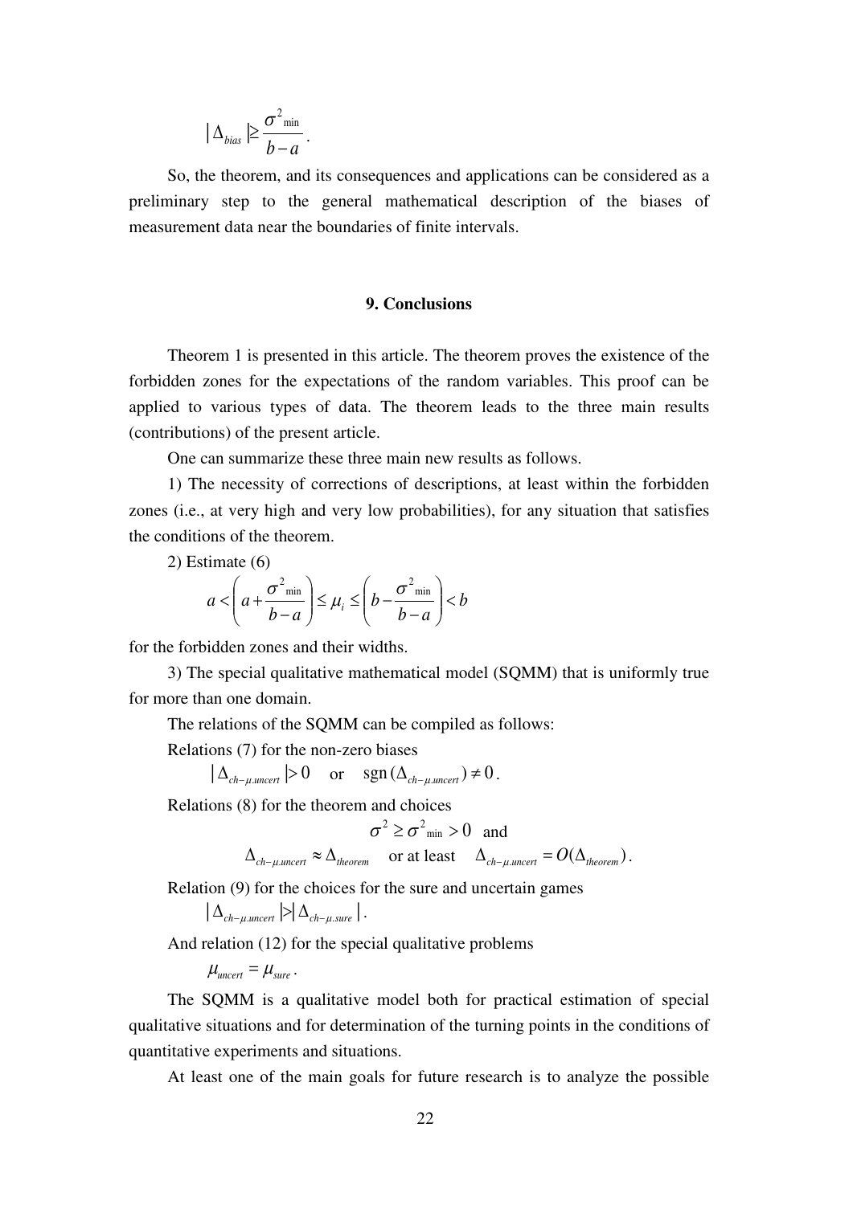$$| \Delta_{bias} | \geq \frac{\sigma^2{}_{\min}}{b-a} .$$

So, the theorem, and its consequences and applications can be considered as a preliminary step to the general mathematical description of the biases of measurement data near the boundaries of finite intervals.

## 9. Conclusions

Theorem 1 is presented in this article. The theorem proves the existence of the forbidden zones for the expectations of the random variables. This proof can be applied to various types of data. The theorem leads to the three main results (contributions) of the present article.

One can summarize these three main new results as follows.

1) The necessity of corrections of descriptions, at least within the forbidden zones (i.e., at very high and very low probabilities), for any situation that satisfies the conditions of the theorem.

2) Estimate (6)

$$a < \left( a + \frac{\sigma^2{}_{\min}}{b-a} \right) \leq \mu_i \leq \left( b - \frac{\sigma^2{}_{\min}}{b-a} \right) < b$$

for the forbidden zones and their widths.

3) The special qualitative mathematical model (SQMM) that is uniformly true for more than one domain.

The relations of the SQMM can be compiled as follows:

Relations (7) for the non-zero biases

$$| \Delta_{ch-\mu.uncert} | > 0 \quad \text{or} \quad \operatorname{sgn}(\Delta_{ch-\mu.uncert}) \neq 0 .$$

Relations (8) for the theorem and choices

$$\sigma^2 \geq \sigma^2{}_{\min} > 0 \quad \text{and}$$

$$\Delta_{ch-\mu.uncert} \approx \Delta_{theorem} \quad \text{or at least} \quad \Delta_{ch-\mu.uncert} = O(\Delta_{theorem}) .$$

Relation (9) for the choices for the sure and uncertain games

$$| \Delta_{ch-\mu.uncert} | > | \Delta_{ch-\mu.sure} | .$$

And relation (12) for the special qualitative problems

$$\mu_{uncert} = \mu_{sure} .$$

The SQMM is a qualitative model both for practical estimation of special qualitative situations and for determination of the turning points in the conditions of quantitative experiments and situations.

At least one of the main goals for future research is to analyze the possible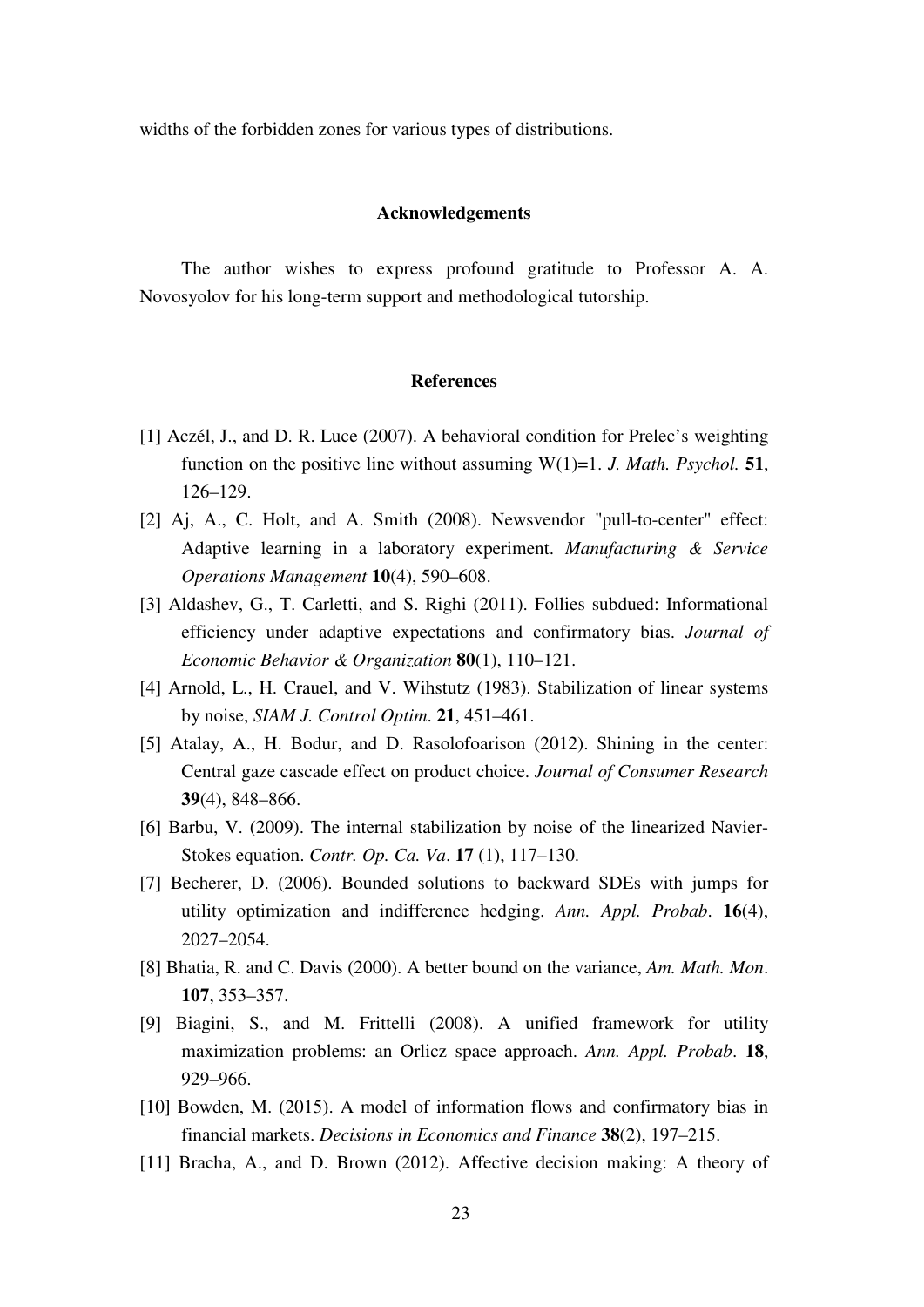widths of the forbidden zones for various types of distributions.

## Acknowledgements

The author wishes to express profound gratitude to Professor A. A. Novosyolov for his long-term support and methodological tutorship.

## References

[1] Aczél, J., and D. R. Luce (2007). A behavioral condition for Prelec's weighting function on the positive line without assuming W(1)=1. *J. Math. Psychol.* **51**, 126–129.

[2] Aj, A., C. Holt, and A. Smith (2008). Newsvendor "pull-to-center" effect: Adaptive learning in a laboratory experiment. *Manufacturing & Service Operations Management* **10**(4), 590–608.

[3] Aldashev, G., T. Carletti, and S. Righi (2011). Follies subdued: Informational efficiency under adaptive expectations and confirmatory bias. *Journal of Economic Behavior & Organization* **80**(1), 110–121.

[4] Arnold, L., H. Crauel, and V. Wihstutz (1983). Stabilization of linear systems by noise, *SIAM J. Control Optim*. **21**, 451–461.

[5] Atalay, A., H. Bodur, and D. Rasolofoarison (2012). Shining in the center: Central gaze cascade effect on product choice. *Journal of Consumer Research* **39**(4), 848–866.

[6] Barbu, V. (2009). The internal stabilization by noise of the linearized Navier-Stokes equation. *Contr. Op. Ca. Va*. **17** (1), 117–130.

[7] Becherer, D. (2006). Bounded solutions to backward SDEs with jumps for utility optimization and indifference hedging. *Ann. Appl. Probab*. **16**(4), 2027–2054.

[8] Bhatia, R. and C. Davis (2000). A better bound on the variance, *Am. Math. Mon*. **107**, 353–357.

[9] Biagini, S., and M. Frittelli (2008). A unified framework for utility maximization problems: an Orlicz space approach. *Ann. Appl. Probab*. **18**, 929–966.

[10] Bowden, M. (2015). A model of information flows and confirmatory bias in financial markets. *Decisions in Economics and Finance* **38**(2), 197–215.

[11] Bracha, A., and D. Brown (2012). Affective decision making: A theory of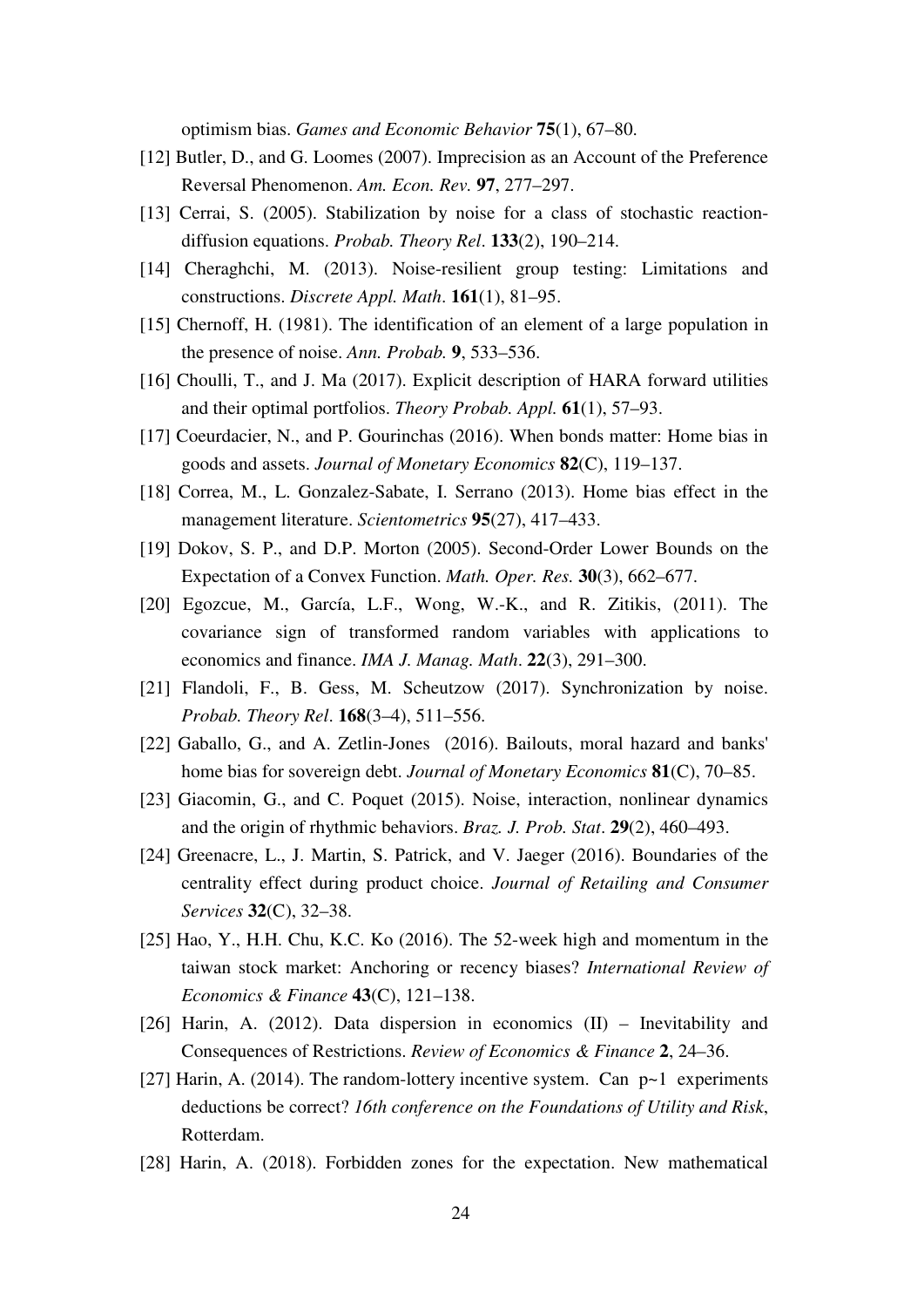optimism bias. *Games and Economic Behavior* **75**(1), 67–80.

[12] Butler, D., and G. Loomes (2007). Imprecision as an Account of the Preference Reversal Phenomenon. *Am. Econ. Rev.* **97**, 277–297.

[13] Cerrai, S. (2005). Stabilization by noise for a class of stochastic reaction-diffusion equations. *Probab. Theory Rel*. **133**(2), 190–214.

[14] Cheraghchi, M. (2013). Noise-resilient group testing: Limitations and constructions. *Discrete Appl. Math*. **161**(1), 81–95.

[15] Chernoff, H. (1981). The identification of an element of a large population in the presence of noise. *Ann. Probab.* **9**, 533–536.

[16] Choulli, T., and J. Ma (2017). Explicit description of HARA forward utilities and their optimal portfolios. *Theory Probab. Appl.* **61**(1), 57–93.

[17] Coeurdacier, N., and P. Gourinchas (2016). When bonds matter: Home bias in goods and assets. *Journal of Monetary Economics* **82**(C), 119–137.

[18] Correa, M., L. Gonzalez-Sabate, I. Serrano (2013). Home bias effect in the management literature. *Scientometrics* **95**(27), 417–433.

[19] Dokov, S. P., and D.P. Morton (2005). Second-Order Lower Bounds on the Expectation of a Convex Function. *Math. Oper. Res.* **30**(3), 662–677.

[20] Egozcue, M., García, L.F., Wong, W.-K., and R. Zitikis, (2011). The covariance sign of transformed random variables with applications to economics and finance. *IMA J. Manag. Math*. **22**(3), 291–300.

[21] Flandoli, F., B. Gess, M. Scheutzow (2017). Synchronization by noise. *Probab. Theory Rel*. **168**(3–4), 511–556.

[22] Gaballo, G., and A. Zetlin-Jones (2016). Bailouts, moral hazard and banks' home bias for sovereign debt. *Journal of Monetary Economics* **81**(C), 70–85.

[23] Giacomin, G., and C. Poquet (2015). Noise, interaction, nonlinear dynamics and the origin of rhythmic behaviors. *Braz. J. Prob. Stat*. **29**(2), 460–493.

[24] Greenacre, L., J. Martin, S. Patrick, and V. Jaeger (2016). Boundaries of the centrality effect during product choice. *Journal of Retailing and Consumer Services* **32**(C), 32–38.

[25] Hao, Y., H.H. Chu, K.C. Ko (2016). The 52-week high and momentum in the taiwan stock market: Anchoring or recency biases? *International Review of Economics & Finance* **43**(C), 121–138.

[26] Harin, A. (2012). Data dispersion in economics (II) – Inevitability and Consequences of Restrictions. *Review of Economics & Finance* **2**, 24–36.

[27] Harin, A. (2014). The random-lottery incentive system. Can p~1 experiments deductions be correct? *16th conference on the Foundations of Utility and Risk*, Rotterdam.

[28] Harin, A. (2018). Forbidden zones for the expectation. New mathematical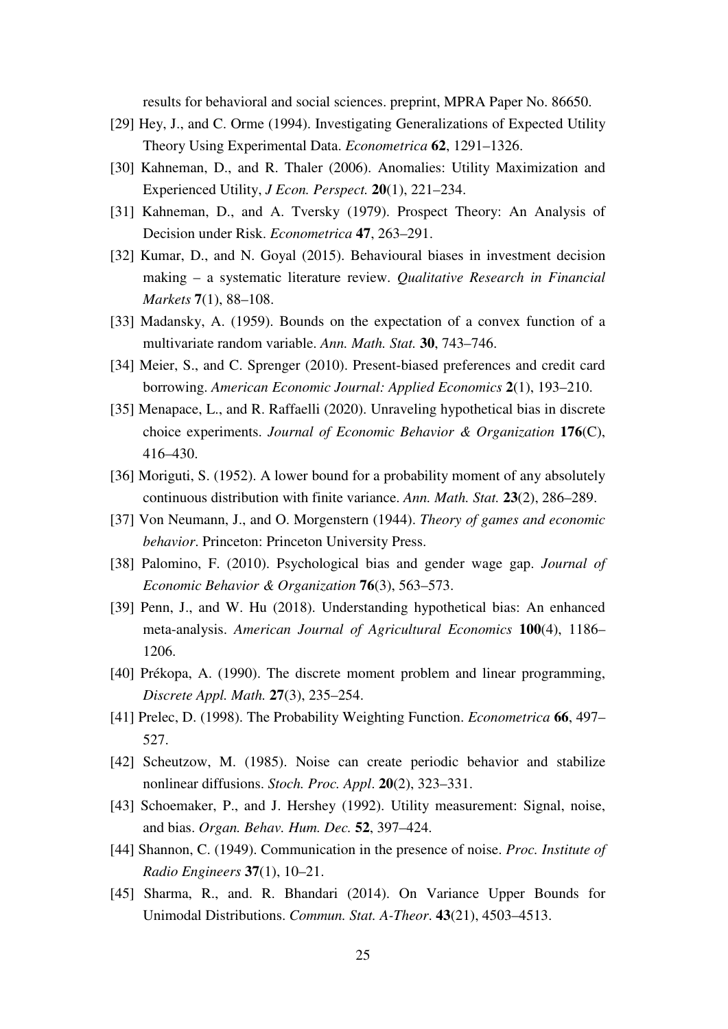results for behavioral and social sciences. preprint, MPRA Paper No. 86650.

[29] Hey, J., and C. Orme (1994). Investigating Generalizations of Expected Utility Theory Using Experimental Data. *Econometrica* **62**, 1291–1326.

[30] Kahneman, D., and R. Thaler (2006). Anomalies: Utility Maximization and Experienced Utility, *J Econ. Perspect.* **20**(1), 221–234.

[31] Kahneman, D., and A. Tversky (1979). Prospect Theory: An Analysis of Decision under Risk. *Econometrica* **47**, 263–291.

[32] Kumar, D., and N. Goyal (2015). Behavioural biases in investment decision making – a systematic literature review. *Qualitative Research in Financial Markets* **7**(1), 88–108.

[33] Madansky, A. (1959). Bounds on the expectation of a convex function of a multivariate random variable. *Ann. Math. Stat.* **30**, 743–746.

[34] Meier, S., and C. Sprenger (2010). Present-biased preferences and credit card borrowing. *American Economic Journal: Applied Economics* **2**(1), 193–210.

[35] Menapace, L., and R. Raffaelli (2020). Unraveling hypothetical bias in discrete choice experiments. *Journal of Economic Behavior & Organization* **176**(C), 416–430.

[36] Moriguti, S. (1952). A lower bound for a probability moment of any absolutely continuous distribution with finite variance. *Ann. Math. Stat.* **23**(2), 286–289.

[37] Von Neumann, J., and O. Morgenstern (1944). *Theory of games and economic behavior*. Princeton: Princeton University Press.

[38] Palomino, F. (2010). Psychological bias and gender wage gap. *Journal of Economic Behavior & Organization* **76**(3), 563–573.

[39] Penn, J., and W. Hu (2018). Understanding hypothetical bias: An enhanced meta-analysis. *American Journal of Agricultural Economics* **100**(4), 1186–1206.

[40] Prékopa, A. (1990). The discrete moment problem and linear programming, *Discrete Appl. Math.* **27**(3), 235–254.

[41] Prelec, D. (1998). The Probability Weighting Function. *Econometrica* **66**, 497–527.

[42] Scheutzow, M. (1985). Noise can create periodic behavior and stabilize nonlinear diffusions. *Stoch. Proc. Appl*. **20**(2), 323–331.

[43] Schoemaker, P., and J. Hershey (1992). Utility measurement: Signal, noise, and bias. *Organ. Behav. Hum. Dec.* **52**, 397–424.

[44] Shannon, C. (1949). Communication in the presence of noise. *Proc. Institute of Radio Engineers* **37**(1), 10–21.

[45] Sharma, R., and. R. Bhandari (2014). On Variance Upper Bounds for Unimodal Distributions. *Commun. Stat. A-Theor*. **43**(21), 4503–4513.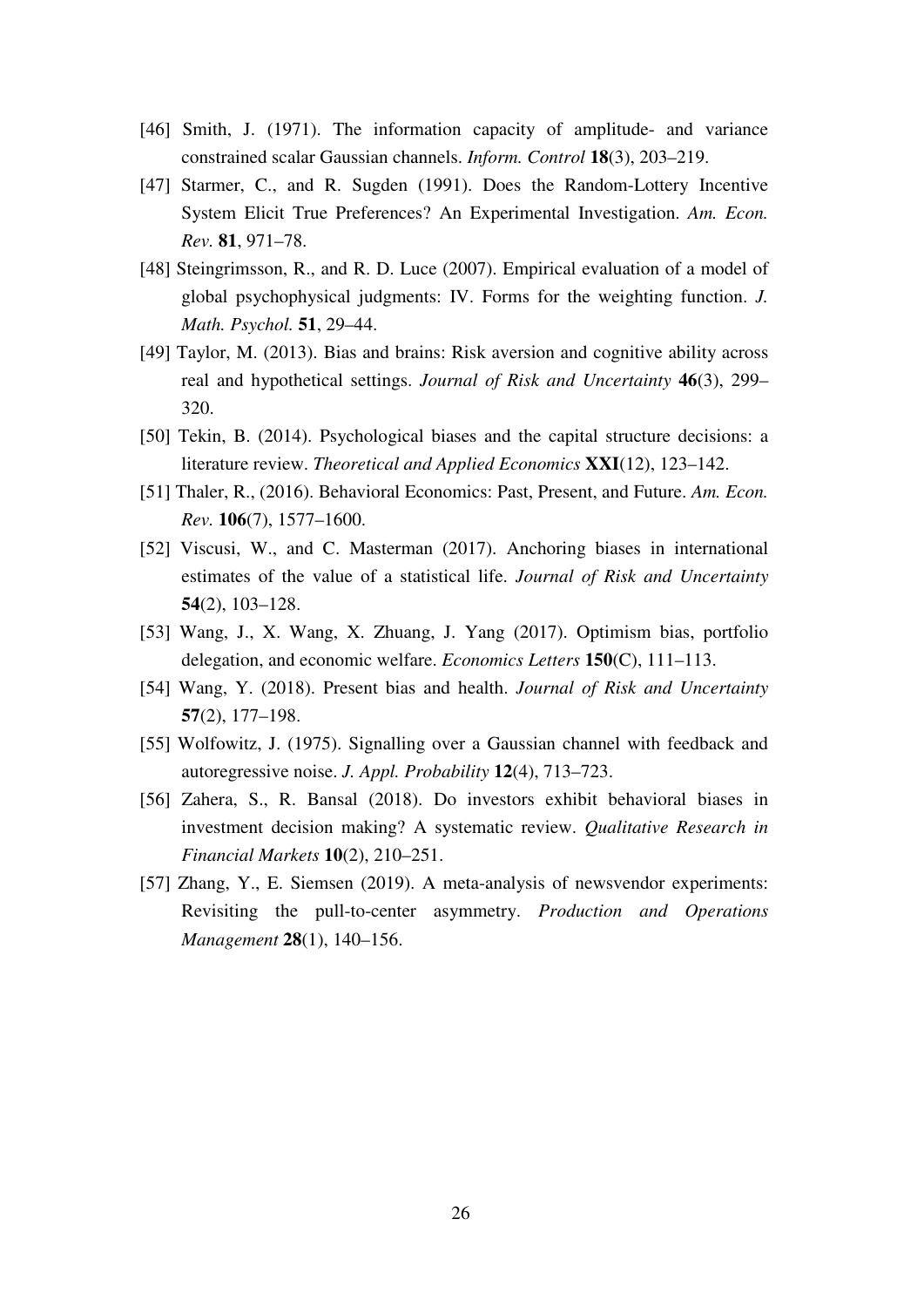[46] Smith, J. (1971). The information capacity of amplitude- and variance constrained scalar Gaussian channels. *Inform. Control* **18**(3), 203–219.

[47] Starmer, C., and R. Sugden (1991). Does the Random-Lottery Incentive System Elicit True Preferences? An Experimental Investigation. *Am. Econ. Rev.* **81**, 971–78.

[48] Steingrimsson, R., and R. D. Luce (2007). Empirical evaluation of a model of global psychophysical judgments: IV. Forms for the weighting function. *J. Math. Psychol.* **51**, 29–44.

[49] Taylor, M. (2013). Bias and brains: Risk aversion and cognitive ability across real and hypothetical settings. *Journal of Risk and Uncertainty* **46**(3), 299–320.

[50] Tekin, B. (2014). Psychological biases and the capital structure decisions: a literature review. *Theoretical and Applied Economics* **XXI**(12), 123–142.

[51] Thaler, R., (2016). Behavioral Economics: Past, Present, and Future. *Am. Econ. Rev.* **106**(7), 1577–1600.

[52] Viscusi, W., and C. Masterman (2017). Anchoring biases in international estimates of the value of a statistical life. *Journal of Risk and Uncertainty* **54**(2), 103–128.

[53] Wang, J., X. Wang, X. Zhuang, J. Yang (2017). Optimism bias, portfolio delegation, and economic welfare. *Economics Letters* **150**(C), 111–113.

[54] Wang, Y. (2018). Present bias and health. *Journal of Risk and Uncertainty* **57**(2), 177–198.

[55] Wolfowitz, J. (1975). Signalling over a Gaussian channel with feedback and autoregressive noise. *J. Appl. Probability* **12**(4), 713–723.

[56] Zahera, S., R. Bansal (2018). Do investors exhibit behavioral biases in investment decision making? A systematic review. *Qualitative Research in Financial Markets* **10**(2), 210–251.

[57] Zhang, Y., E. Siemsen (2019). A meta-analysis of newsvendor experiments: Revisiting the pull-to-center asymmetry. *Production and Operations Management* **28**(1), 140–156.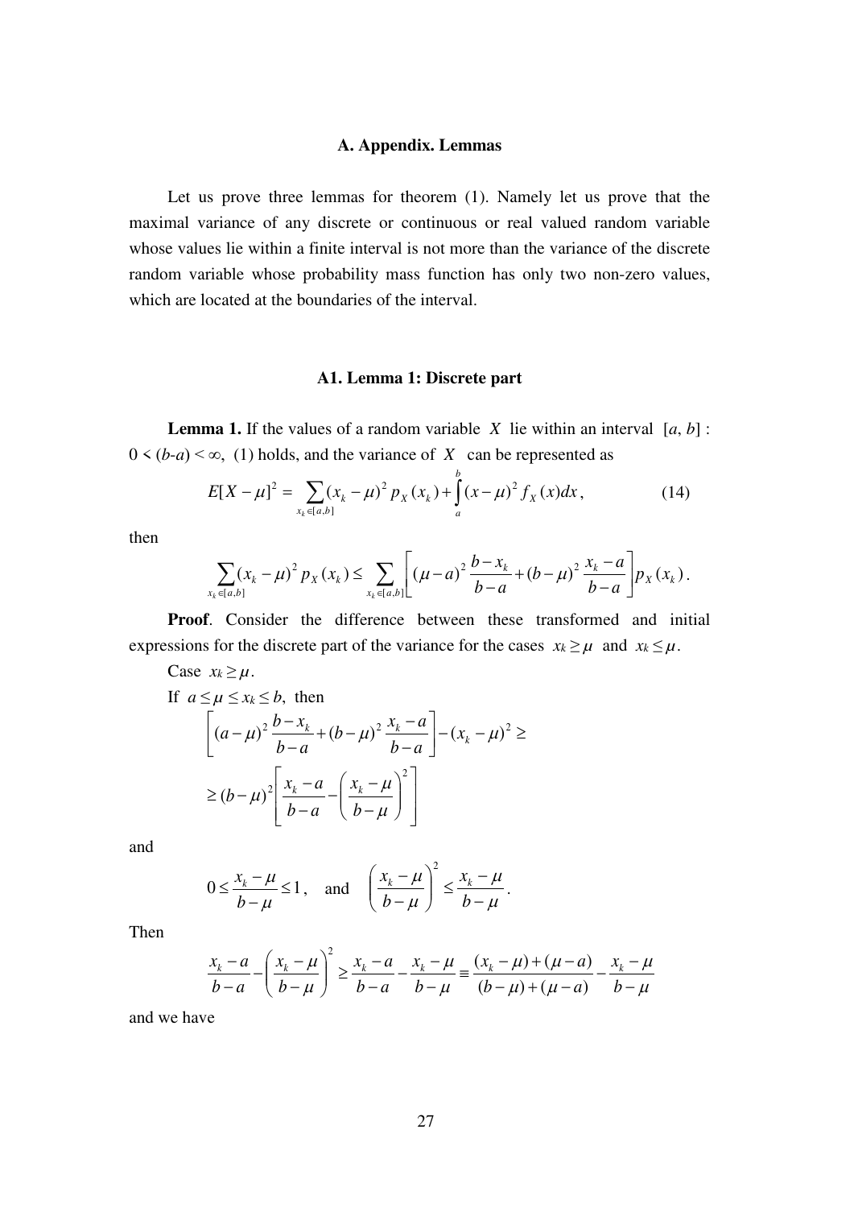## A. Appendix. Lemmas

Let us prove three lemmas for theorem (1). Namely let us prove that the maximal variance of any discrete or continuous or real valued random variable whose values lie within a finite interval is not more than the variance of the discrete random variable whose probability mass function has only two non-zero values, which are located at the boundaries of the interval.

### A1. Lemma 1: Discrete part

**Lemma 1.** If the values of a random variable $X$ lie within an interval $[a, b]$ : $0 < (b\text{-}a) < \infty$, (1) holds, and the variance of $X$ can be represented as

$$E[X-\mu]^2 = \sum_{x_k \in [a,b]} (x_k - \mu)^2 p_X(x_k) + \int_a^b (x-\mu)^2 f_X(x)dx\,, \tag{14}$$

then

$$\sum_{x_k \in [a,b]} (x_k - \mu)^2 p_X(x_k) \le \sum_{x_k \in [a,b]} \left[ (\mu - a)^2 \frac{b - x_k}{b-a} + (b-\mu)^2 \frac{x_k - a}{b-a} \right] p_X(x_k)\,.$$

**Proof**. Consider the difference between these transformed and initial expressions for the discrete part of the variance for the cases $x_k \ge \mu$ and $x_k \le \mu$.

Case $x_k \ge \mu$.

If $a \le \mu \le x_k \le b$, then

$$\left[ (a-\mu)^2 \frac{b - x_k}{b-a} + (b-\mu)^2 \frac{x_k - a}{b-a} \right] - (x_k - \mu)^2 \ge$$

$$\ge (b-\mu)^2 \left[ \frac{x_k - a}{b-a} - \left( \frac{x_k - \mu}{b-\mu} \right)^2 \right]$$

and

$$0 \le \frac{x_k - \mu}{b-\mu} \le 1\,, \quad \text{and} \quad \left( \frac{x_k - \mu}{b-\mu} \right)^2 \le \frac{x_k - \mu}{b-\mu}\,.$$

Then

$$\frac{x_k - a}{b-a} - \left( \frac{x_k - \mu}{b-\mu} \right)^2 \ge \frac{x_k - a}{b-a} - \frac{x_k - \mu}{b-\mu} \equiv \frac{(x_k - \mu) + (\mu - a)}{(b-\mu) + (\mu - a)} - \frac{x_k - \mu}{b-\mu}$$

and we have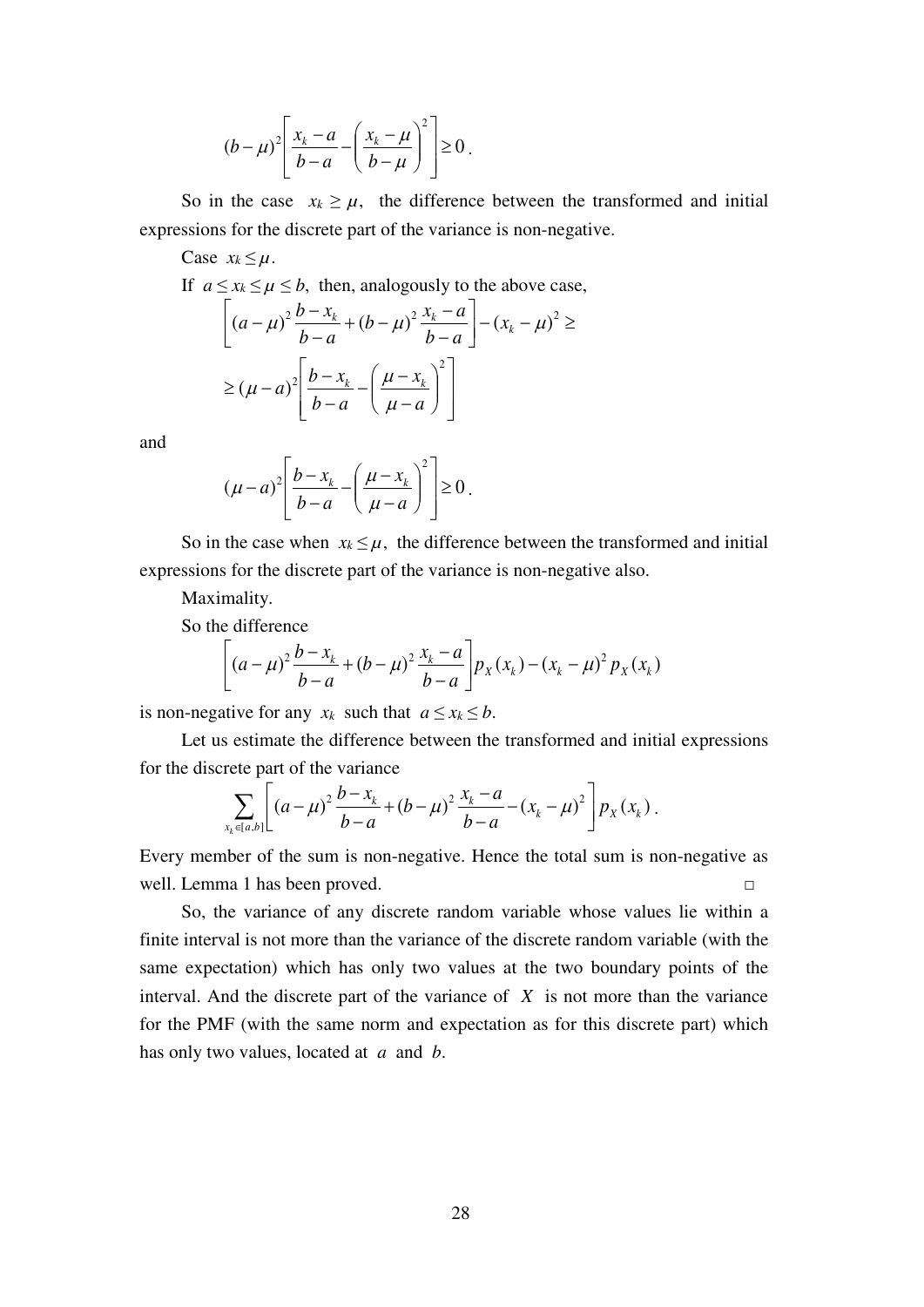$$(b-\mu)^2\left[\frac{x_k-a}{b-a}-\left(\frac{x_k-\mu}{b-\mu}\right)^2\right]\geq 0\,.$$

So in the case $x_k \geq \mu$, the difference between the transformed and initial expressions for the discrete part of the variance is non-negative.

Case $x_k \leq \mu$.

If $a \leq x_k \leq \mu \leq b$, then, analogously to the above case,

$$\left[(a-\mu)^2\frac{b-x_k}{b-a}+(b-\mu)^2\frac{x_k-a}{b-a}\right]-(x_k-\mu)^2\geq$$

$$\geq(\mu-a)^2\left[\frac{b-x_k}{b-a}-\left(\frac{\mu-x_k}{\mu-a}\right)^2\right]$$

and

$$(\mu-a)^2\left[\frac{b-x_k}{b-a}-\left(\frac{\mu-x_k}{\mu-a}\right)^2\right]\geq 0\,.$$

So in the case when $x_k \leq \mu$, the difference between the transformed and initial expressions for the discrete part of the variance is non-negative also.

Maximality.

So the difference

$$\left[(a-\mu)^2\frac{b-x_k}{b-a}+(b-\mu)^2\frac{x_k-a}{b-a}\right]p_X(x_k)-(x_k-\mu)^2\,p_X(x_k)$$

is non-negative for any $x_k$ such that $a \leq x_k \leq b$.

Let us estimate the difference between the transformed and initial expressions for the discrete part of the variance

$$\sum_{x_k\in[a,b]}\left[(a-\mu)^2\frac{b-x_k}{b-a}+(b-\mu)^2\frac{x_k-a}{b-a}-(x_k-\mu)^2\right]p_X(x_k)\,.$$

Every member of the sum is non-negative. Hence the total sum is non-negative as well. Lemma 1 has been proved. □

So, the variance of any discrete random variable whose values lie within a finite interval is not more than the variance of the discrete random variable (with the same expectation) which has only two values at the two boundary points of the interval. And the discrete part of the variance of $X$ is not more than the variance for the PMF (with the same norm and expectation as for this discrete part) which has only two values, located at $a$ and $b$.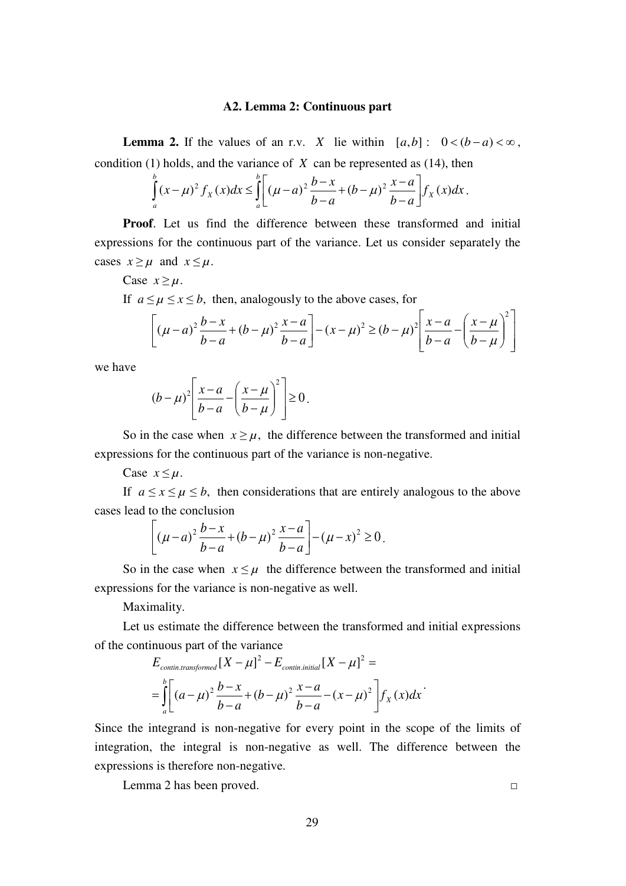### A2. Lemma 2: Continuous part

**Lemma 2.** If the values of an r.v. $X$ lie within $[a,b]: \ 0<(b-a)<\infty$, condition (1) holds, and the variance of $X$ can be represented as (14), then

$$\int_a^b (x-\mu)^2 f_X(x)dx \le \int_a^b \left[ (\mu-a)^2 \frac{b-x}{b-a} + (b-\mu)^2 \frac{x-a}{b-a} \right] f_X(x)dx .$$

**Proof**. Let us find the difference between these transformed and initial expressions for the continuous part of the variance. Let us consider separately the cases $x \ge \mu$ and $x \le \mu$.

Case $x \ge \mu$.

If $a \le \mu \le x \le b$, then, analogously to the above cases, for

$$\left[ (\mu-a)^2 \frac{b-x}{b-a} + (b-\mu)^2 \frac{x-a}{b-a} \right] - (x-\mu)^2 \ge (b-\mu)^2 \left[ \frac{x-a}{b-a} - \left( \frac{x-\mu}{b-\mu} \right)^2 \right]$$

we have

$$(b-\mu)^2 \left[ \frac{x-a}{b-a} - \left( \frac{x-\mu}{b-\mu} \right)^2 \right] \ge 0 .$$

So in the case when $x \ge \mu$, the difference between the transformed and initial expressions for the continuous part of the variance is non-negative.

Case $x \le \mu$.

If $a \le x \le \mu \le b$, then considerations that are entirely analogous to the above cases lead to the conclusion

$$\left[ (\mu-a)^2 \frac{b-x}{b-a} + (b-\mu)^2 \frac{x-a}{b-a} \right] - (\mu-x)^2 \ge 0 .$$

So in the case when $x \le \mu$ the difference between the transformed and initial expressions for the variance is non-negative as well.

Maximality.

Let us estimate the difference between the transformed and initial expressions of the continuous part of the variance

$$\begin{aligned} &E_{contin.transformed}[X-\mu]^2 - E_{contin.initial}[X-\mu]^2 = \\ &= \int_a^b \left[ (a-\mu)^2 \frac{b-x}{b-a} + (b-\mu)^2 \frac{x-a}{b-a} - (x-\mu)^2 \right] f_X(x)dx \end{aligned}.$$

Since the integrand is non-negative for every point in the scope of the limits of integration, the integral is non-negative as well. The difference between the expressions is therefore non-negative.

Lemma 2 has been proved. □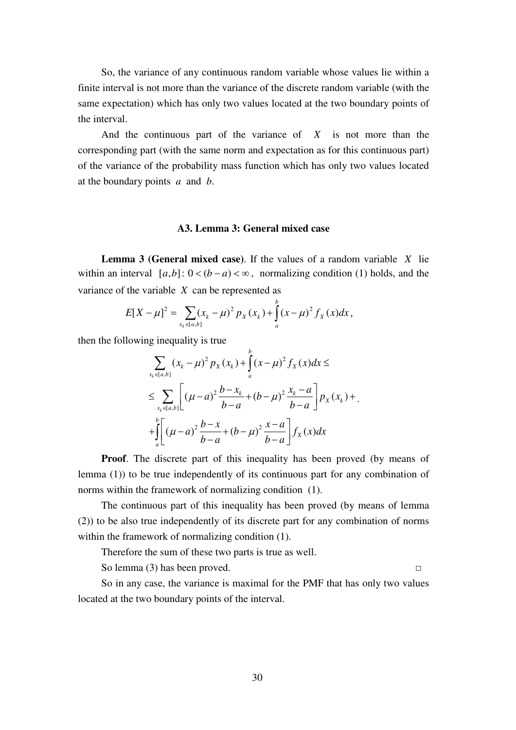So, the variance of any continuous random variable whose values lie within a finite interval is not more than the variance of the discrete random variable (with the same expectation) which has only two values located at the two boundary points of the interval.

And the continuous part of the variance of $X$ is not more than the corresponding part (with the same norm and expectation as for this continuous part) of the variance of the probability mass function which has only two values located at the boundary points $a$ and $b$.

### A3. Lemma 3: General mixed case

**Lemma 3 (General mixed case)**. If the values of a random variable $X$ lie within an interval $[a,b]$: $0<(b-a)<\infty$, normalizing condition (1) holds, and the variance of the variable $X$ can be represented as

$$E[X-\mu]^2 = \sum_{x_k \in [a,b]} (x_k - \mu)^2 p_X(x_k) + \int_a^b (x-\mu)^2 f_X(x)dx,$$

then the following inequality is true

$$\begin{aligned}
&\sum_{x_k \in [a,b]} (x_k - \mu)^2 p_X(x_k) + \int_a^b (x-\mu)^2 f_X(x)dx \le \\
&\le \sum_{x_k \in [a,b]} \left[ (\mu-a)^2 \frac{b-x_k}{b-a} + (b-\mu)^2 \frac{x_k-a}{b-a} \right] p_X(x_k) + \\
&+ \int_a^b \left[ (\mu-a)^2 \frac{b-x}{b-a} + (b-\mu)^2 \frac{x-a}{b-a} \right] f_X(x)dx
\end{aligned}.$$

**Proof**. The discrete part of this inequality has been proved (by means of lemma (1)) to be true independently of its continuous part for any combination of norms within the framework of normalizing condition (1).

The continuous part of this inequality has been proved (by means of lemma (2)) to be also true independently of its discrete part for any combination of norms within the framework of normalizing condition (1).

Therefore the sum of these two parts is true as well.

So lemma (3) has been proved. □

So in any case, the variance is maximal for the PMF that has only two values located at the two boundary points of the interval.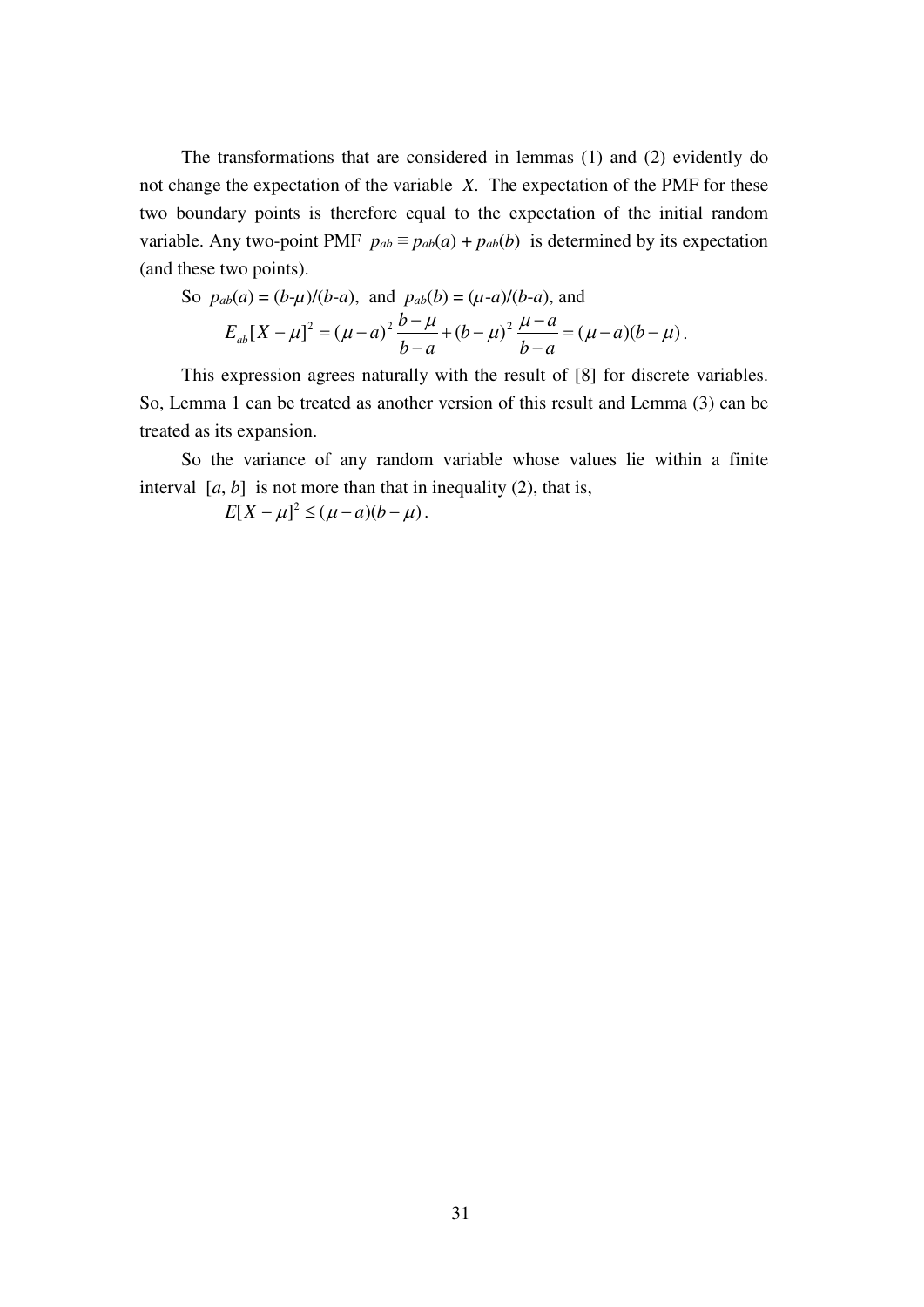The transformations that are considered in lemmas (1) and (2) evidently do not change the expectation of the variable $X$. The expectation of the PMF for these two boundary points is therefore equal to the expectation of the initial random variable. Any two-point PMF $p_{ab} \equiv p_{ab}(a) + p_{ab}(b)$ is determined by its expectation (and these two points).

So $p_{ab}(a) = (b-\mu)/(b-a)$, and $p_{ab}(b) = (\mu-a)/(b-a)$, and

$$E_{ab}[X-\mu]^2 = (\mu-a)^2 \frac{b-\mu}{b-a} + (b-\mu)^2 \frac{\mu-a}{b-a} = (\mu-a)(b-\mu).$$

This expression agrees naturally with the result of [8] for discrete variables. So, Lemma 1 can be treated as another version of this result and Lemma (3) can be treated as its expansion.

So the variance of any random variable whose values lie within a finite interval $[a, b]$ is not more than that in inequality (2), that is,

$$E[X-\mu]^2 \le (\mu-a)(b-\mu).$$